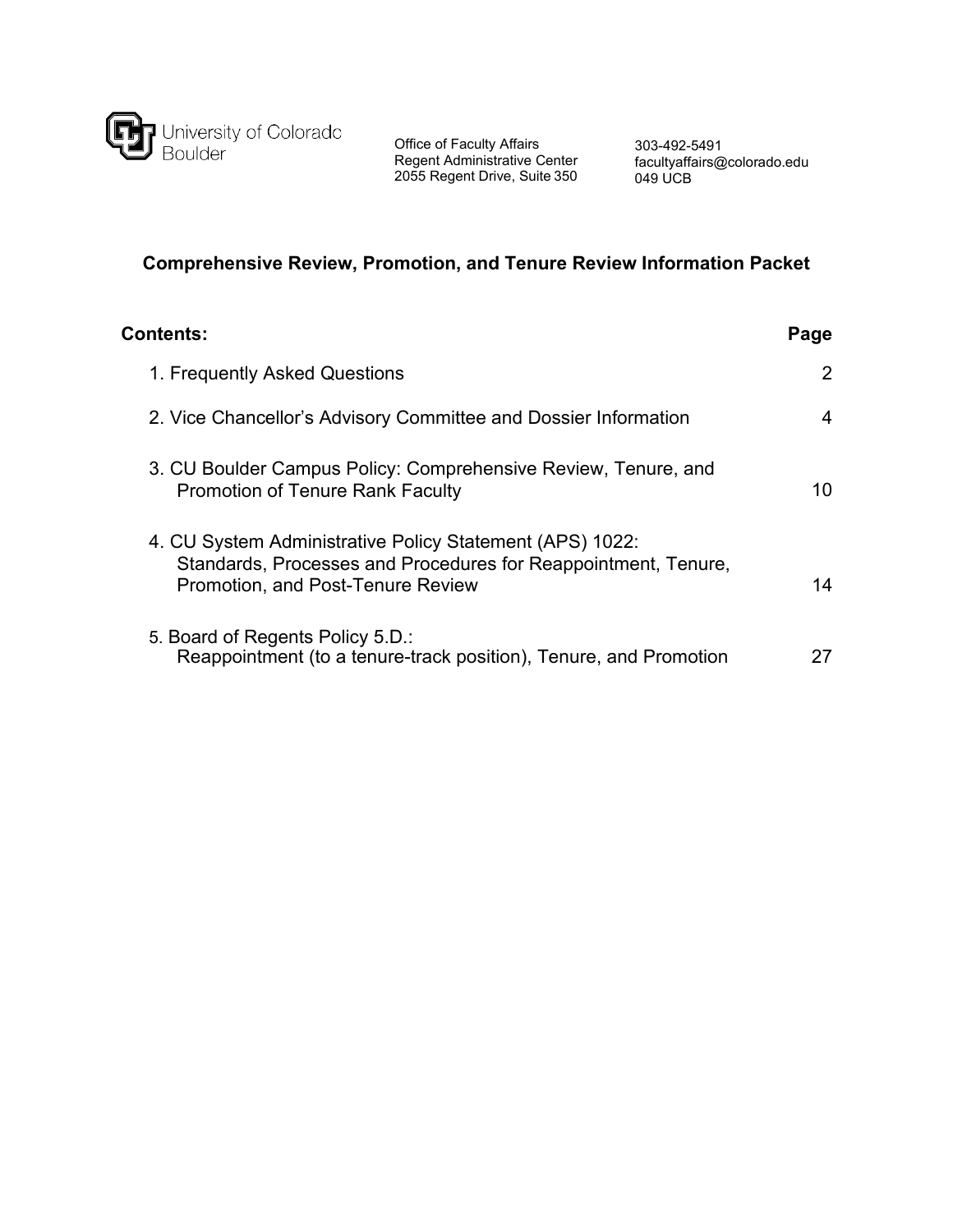University of Colorado
Boulder

Office of Faculty Affairs
Regent Administrative Center
2055 Regent Drive, Suite 350

303-492-5491
facultyaffairs@colorado.edu
049 UCB

# Comprehensive Review, Promotion, and Tenure Review Information Packet

| **Contents:** | **Page** |
| --- | --- |
| 1. Frequently Asked Questions | 2 |
| 2. Vice Chancellor's Advisory Committee and Dossier Information | 4 |
| 3. CU Boulder Campus Policy: Comprehensive Review, Tenure, and Promotion of Tenure Rank Faculty | 10 |
| 4. CU System Administrative Policy Statement (APS) 1022: Standards, Processes and Procedures for Reappointment, Tenure, Promotion, and Post-Tenure Review | 14 |
| 5. Board of Regents Policy 5.D.: Reappointment (to a tenure-track position), Tenure, and Promotion | 27 |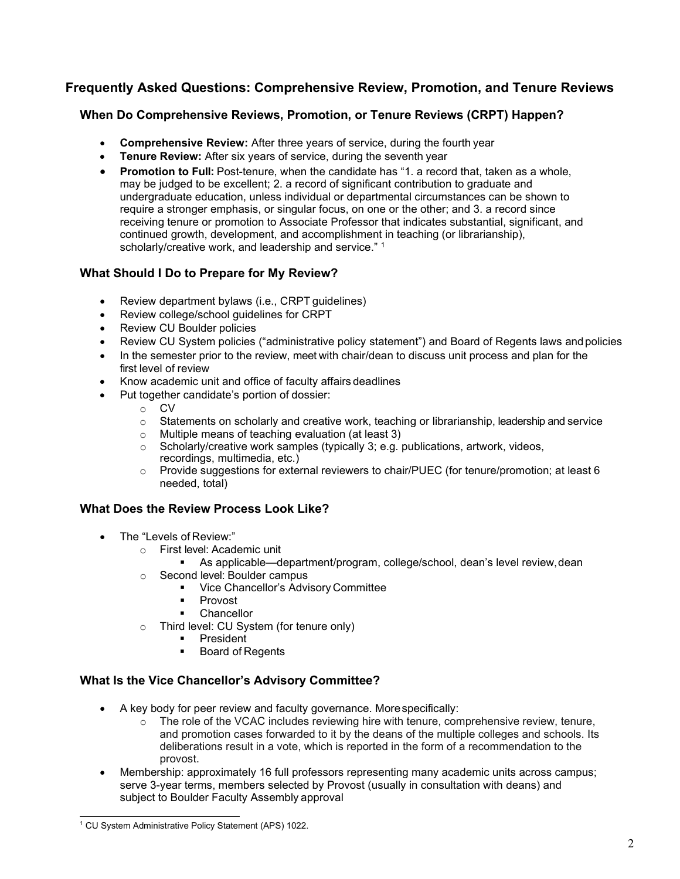## Frequently Asked Questions: Comprehensive Review, Promotion, and Tenure Reviews

### When Do Comprehensive Reviews, Promotion, or Tenure Reviews (CRPT) Happen?

- **Comprehensive Review:** After three years of service, during the fourth year
- **Tenure Review:** After six years of service, during the seventh year
- **Promotion to Full:** Post-tenure, when the candidate has "1. a record that, taken as a whole, may be judged to be excellent; 2. a record of significant contribution to graduate and undergraduate education, unless individual or departmental circumstances can be shown to require a stronger emphasis, or singular focus, on one or the other; and 3. a record since receiving tenure or promotion to Associate Professor that indicates substantial, significant, and continued growth, development, and accomplishment in teaching (or librarianship), scholarly/creative work, and leadership and service." [1]

### What Should I Do to Prepare for My Review?

- Review department bylaws (i.e., CRPT guidelines)
- Review college/school guidelines for CRPT
- Review CU Boulder policies
- Review CU System policies ("administrative policy statement") and Board of Regents laws and policies
- In the semester prior to the review, meet with chair/dean to discuss unit process and plan for the first level of review
- Know academic unit and office of faculty affairs deadlines
- Put together candidate's portion of dossier:
  - CV
  - Statements on scholarly and creative work, teaching or librarianship, leadership and service
  - Multiple means of teaching evaluation (at least 3)
  - Scholarly/creative work samples (typically 3; e.g. publications, artwork, videos, recordings, multimedia, etc.)
  - Provide suggestions for external reviewers to chair/PUEC (for tenure/promotion; at least 6 needed, total)

### What Does the Review Process Look Like?

- The "Levels of Review:"
  - First level: Academic unit
    - As applicable—department/program, college/school, dean's level review, dean
  - Second level: Boulder campus
    - Vice Chancellor's Advisory Committee
    - Provost
    - Chancellor
  - Third level: CU System (for tenure only)
    - President
    - Board of Regents

### What Is the Vice Chancellor's Advisory Committee?

- A key body for peer review and faculty governance. More specifically:
  - The role of the VCAC includes reviewing hire with tenure, comprehensive review, tenure, and promotion cases forwarded to it by the deans of the multiple colleges and schools. Its deliberations result in a vote, which is reported in the form of a recommendation to the provost.
- Membership: approximately 16 full professors representing many academic units across campus; serve 3-year terms, members selected by Provost (usually in consultation with deans) and subject to Boulder Faculty Assembly approval

[1] CU System Administrative Policy Statement (APS) 1022.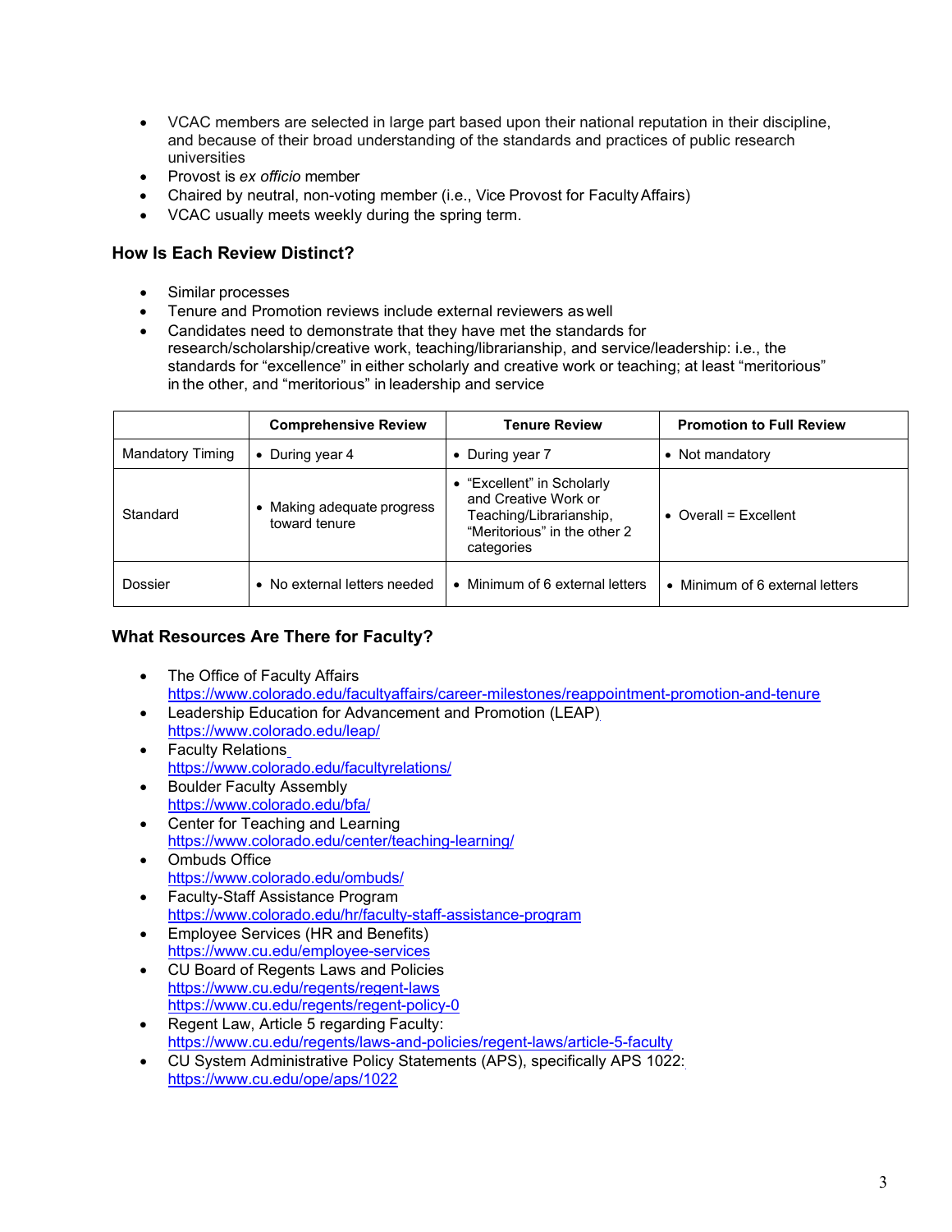- VCAC members are selected in large part based upon their national reputation in their discipline, and because of their broad understanding of the standards and practices of public research universities
- Provost is *ex officio* member
- Chaired by neutral, non-voting member (i.e., Vice Provost for Faculty Affairs)
- VCAC usually meets weekly during the spring term.

### How Is Each Review Distinct?

- Similar processes
- Tenure and Promotion reviews include external reviewers as well
- Candidates need to demonstrate that they have met the standards for research/scholarship/creative work, teaching/librarianship, and service/leadership: i.e., the standards for "excellence" in either scholarly and creative work or teaching; at least "meritorious" in the other, and "meritorious" in leadership and service

| | Comprehensive Review | Tenure Review | Promotion to Full Review |
|---|---|---|---|
| Mandatory Timing | • During year 4 | • During year 7 | • Not mandatory |
| Standard | • Making adequate progress toward tenure | • "Excellent" in Scholarly and Creative Work or Teaching/Librarianship, "Meritorious" in the other 2 categories | • Overall = Excellent |
| Dossier | • No external letters needed | • Minimum of 6 external letters | • Minimum of 6 external letters |

### What Resources Are There for Faculty?

- The Office of Faculty Affairs
  https://www.colorado.edu/facultyaffairs/career-milestones/reappointment-promotion-and-tenure
- Leadership Education for Advancement and Promotion (LEAP)
  https://www.colorado.edu/leap/
- Faculty Relations
  https://www.colorado.edu/facultyrelations/
- Boulder Faculty Assembly
  https://www.colorado.edu/bfa/
- Center for Teaching and Learning
  https://www.colorado.edu/center/teaching-learning/
- Ombuds Office
  https://www.colorado.edu/ombuds/
- Faculty-Staff Assistance Program
  https://www.colorado.edu/hr/faculty-staff-assistance-program
- Employee Services (HR and Benefits)
  https://www.cu.edu/employee-services
- CU Board of Regents Laws and Policies
  https://www.cu.edu/regents/regent-laws
  https://www.cu.edu/regents/regent-policy-0
- Regent Law, Article 5 regarding Faculty:
  https://www.cu.edu/regents/laws-and-policies/regent-laws/article-5-faculty
- CU System Administrative Policy Statements (APS), specifically APS 1022:
  https://www.cu.edu/ope/aps/1022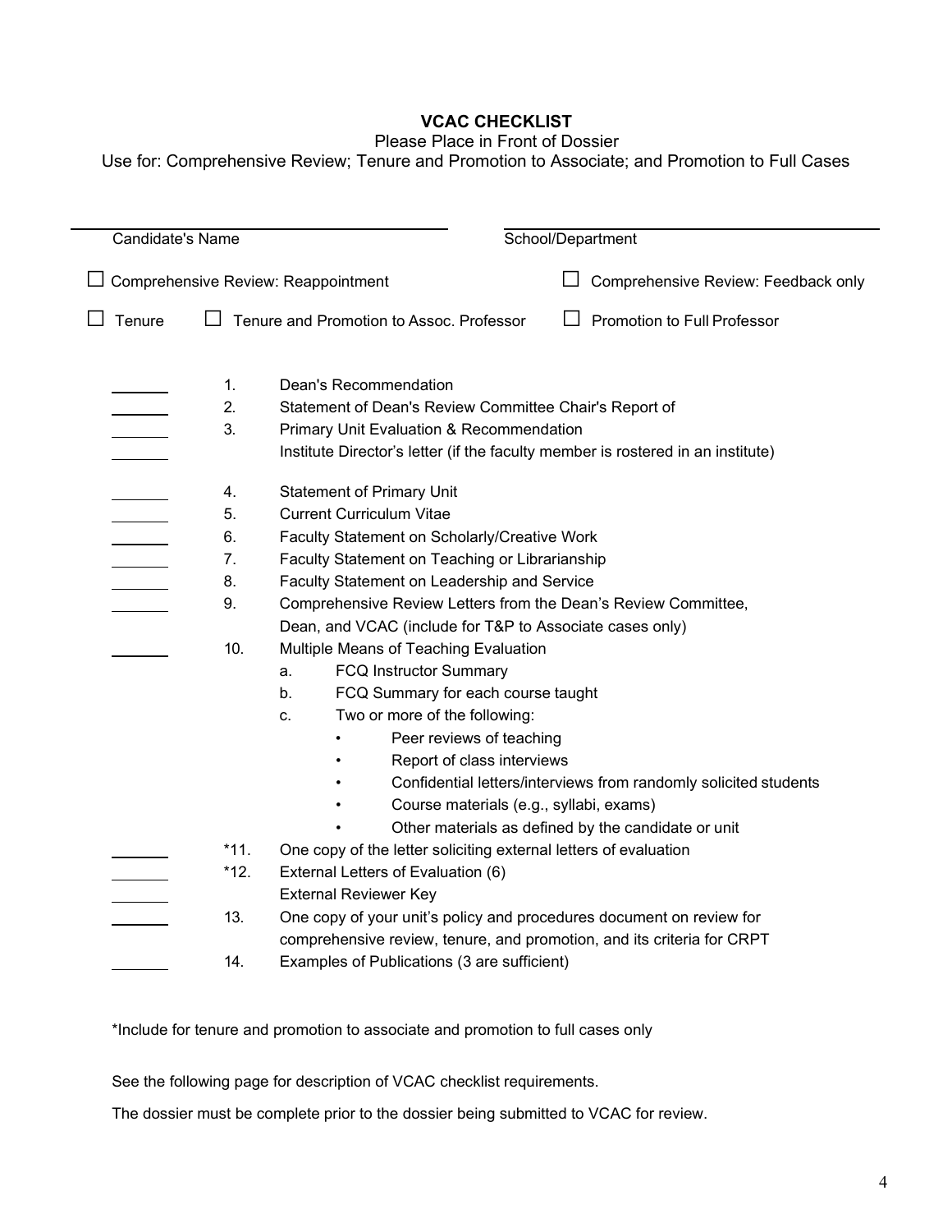# VCAC CHECKLIST

Please Place in Front of Dossier

Use for: Comprehensive Review; Tenure and Promotion to Associate; and Promotion to Full Cases

Candidate's Name ______________________ School/Department ______________________

☐ Comprehensive Review: Reappointment ☐ Comprehensive Review: Feedback only

☐ Tenure ☐ Tenure and Promotion to Assoc. Professor ☐ Promotion to Full Professor

_______ 1. Dean's Recommendation

_______ 2. Statement of Dean's Review Committee Chair's Report of

_______ 3. Primary Unit Evaluation & Recommendation

_______ Institute Director's letter (if the faculty member is rostered in an institute)

_______ 4. Statement of Primary Unit

_______ 5. Current Curriculum Vitae

_______ 6. Faculty Statement on Scholarly/Creative Work

_______ 7. Faculty Statement on Teaching or Librarianship

_______ 8. Faculty Statement on Leadership and Service

_______ 9. Comprehensive Review Letters from the Dean's Review Committee, Dean, and VCAC (include for T&P to Associate cases only)

_______ 10. Multiple Means of Teaching Evaluation

- a. FCQ Instructor Summary
- b. FCQ Summary for each course taught
- c. Two or more of the following:
  - Peer reviews of teaching
  - Report of class interviews
  - Confidential letters/interviews from randomly solicited students
  - Course materials (e.g., syllabi, exams)
  - Other materials as defined by the candidate or unit

_______ *11. One copy of the letter soliciting external letters of evaluation

_______ *12. External Letters of Evaluation (6)

_______ External Reviewer Key

_______ 13. One copy of your unit's policy and procedures document on review for comprehensive review, tenure, and promotion, and its criteria for CRPT

_______ 14. Examples of Publications (3 are sufficient)

*Include for tenure and promotion to associate and promotion to full cases only

See the following page for description of VCAC checklist requirements.

The dossier must be complete prior to the dossier being submitted to VCAC for review.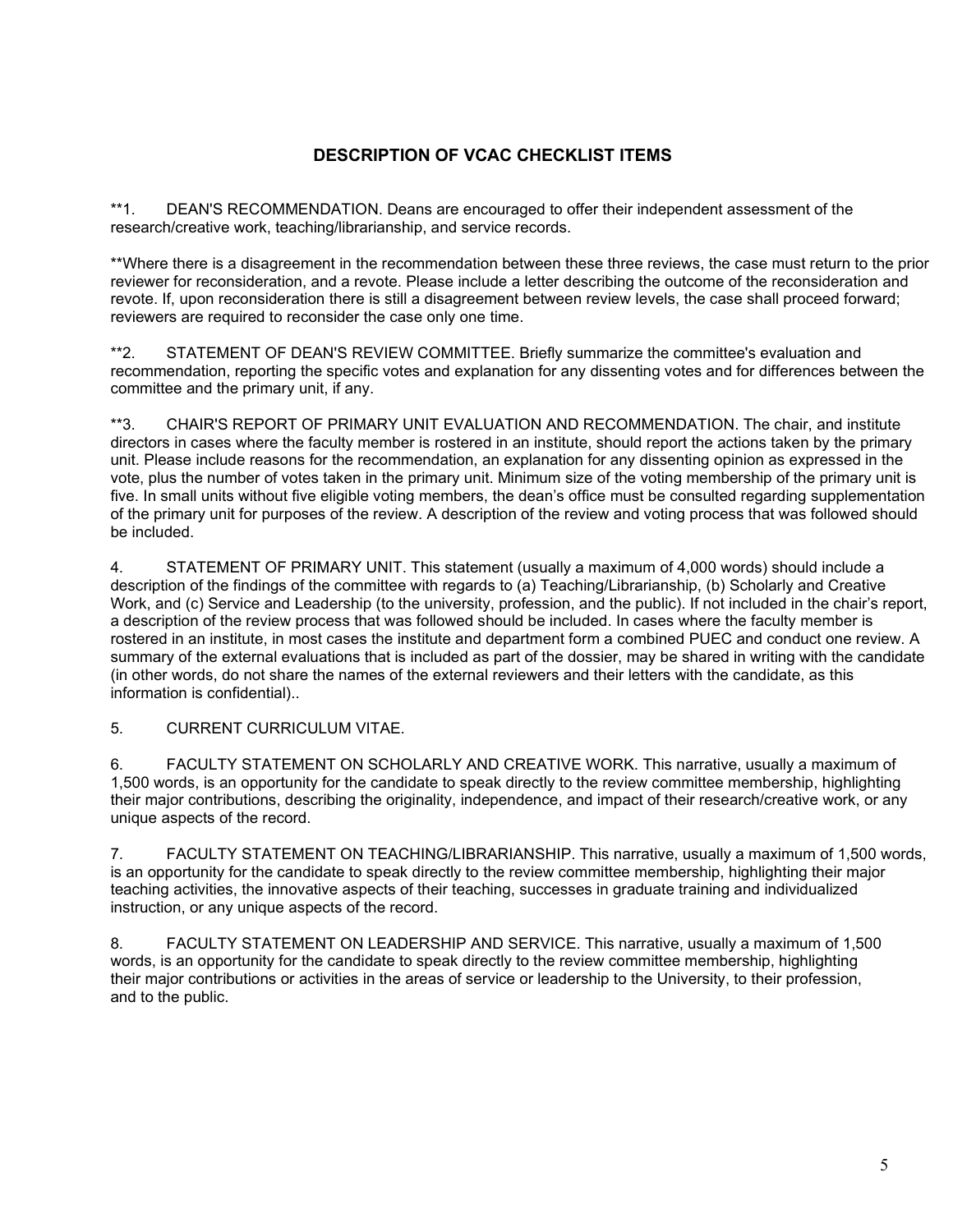## DESCRIPTION OF VCAC CHECKLIST ITEMS

**1. DEAN'S RECOMMENDATION. Deans are encouraged to offer their independent assessment of the research/creative work, teaching/librarianship, and service records.

**Where there is a disagreement in the recommendation between these three reviews, the case must return to the prior reviewer for reconsideration, and a revote. Please include a letter describing the outcome of the reconsideration and revote. If, upon reconsideration there is still a disagreement between review levels, the case shall proceed forward; reviewers are required to reconsider the case only one time.

**2. STATEMENT OF DEAN'S REVIEW COMMITTEE. Briefly summarize the committee's evaluation and recommendation, reporting the specific votes and explanation for any dissenting votes and for differences between the committee and the primary unit, if any.

**3. CHAIR'S REPORT OF PRIMARY UNIT EVALUATION AND RECOMMENDATION. The chair, and institute directors in cases where the faculty member is rostered in an institute, should report the actions taken by the primary unit. Please include reasons for the recommendation, an explanation for any dissenting opinion as expressed in the vote, plus the number of votes taken in the primary unit. Minimum size of the voting membership of the primary unit is five. In small units without five eligible voting members, the dean's office must be consulted regarding supplementation of the primary unit for purposes of the review. A description of the review and voting process that was followed should be included.

4. STATEMENT OF PRIMARY UNIT. This statement (usually a maximum of 4,000 words) should include a description of the findings of the committee with regards to (a) Teaching/Librarianship, (b) Scholarly and Creative Work, and (c) Service and Leadership (to the university, profession, and the public). If not included in the chair's report, a description of the review process that was followed should be included. In cases where the faculty member is rostered in an institute, in most cases the institute and department form a combined PUEC and conduct one review. A summary of the external evaluations that is included as part of the dossier, may be shared in writing with the candidate (in other words, do not share the names of the external reviewers and their letters with the candidate, as this information is confidential)..

5. CURRENT CURRICULUM VITAE.

6. FACULTY STATEMENT ON SCHOLARLY AND CREATIVE WORK. This narrative, usually a maximum of 1,500 words, is an opportunity for the candidate to speak directly to the review committee membership, highlighting their major contributions, describing the originality, independence, and impact of their research/creative work, or any unique aspects of the record.

7. FACULTY STATEMENT ON TEACHING/LIBRARIANSHIP. This narrative, usually a maximum of 1,500 words, is an opportunity for the candidate to speak directly to the review committee membership, highlighting their major teaching activities, the innovative aspects of their teaching, successes in graduate training and individualized instruction, or any unique aspects of the record.

8. FACULTY STATEMENT ON LEADERSHIP AND SERVICE. This narrative, usually a maximum of 1,500 words, is an opportunity for the candidate to speak directly to the review committee membership, highlighting their major contributions or activities in the areas of service or leadership to the University, to their profession, and to the public.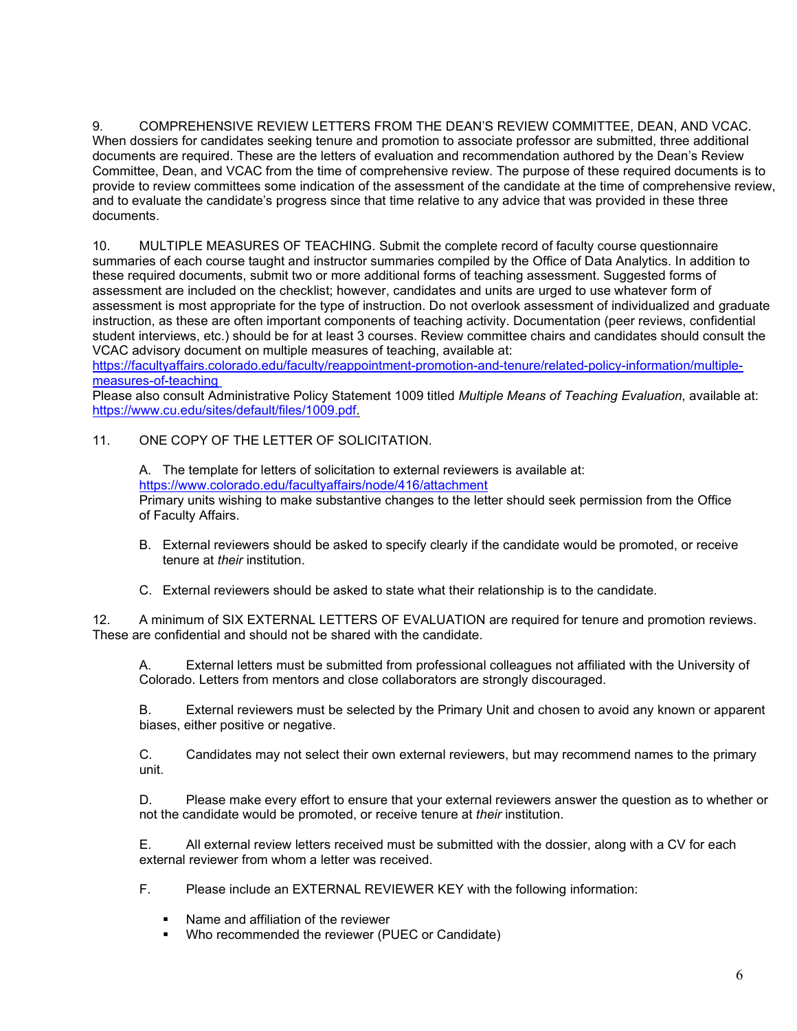9. COMPREHENSIVE REVIEW LETTERS FROM THE DEAN'S REVIEW COMMITTEE, DEAN, AND VCAC. When dossiers for candidates seeking tenure and promotion to associate professor are submitted, three additional documents are required. These are the letters of evaluation and recommendation authored by the Dean's Review Committee, Dean, and VCAC from the time of comprehensive review. The purpose of these required documents is to provide to review committees some indication of the assessment of the candidate at the time of comprehensive review, and to evaluate the candidate's progress since that time relative to any advice that was provided in these three documents.

10. MULTIPLE MEASURES OF TEACHING. Submit the complete record of faculty course questionnaire summaries of each course taught and instructor summaries compiled by the Office of Data Analytics. In addition to these required documents, submit two or more additional forms of teaching assessment. Suggested forms of assessment are included on the checklist; however, candidates and units are urged to use whatever form of assessment is most appropriate for the type of instruction. Do not overlook assessment of individualized and graduate instruction, as these are often important components of teaching activity. Documentation (peer reviews, confidential student interviews, etc.) should be for at least 3 courses. Review committee chairs and candidates should consult the VCAC advisory document on multiple measures of teaching, available at:
https://facultyaffairs.colorado.edu/faculty/reappointment-promotion-and-tenure/related-policy-information/multiple-measures-of-teaching
Please also consult Administrative Policy Statement 1009 titled *Multiple Means of Teaching Evaluation*, available at: https://www.cu.edu/sites/default/files/1009.pdf.

11. ONE COPY OF THE LETTER OF SOLICITATION.

   A. The template for letters of solicitation to external reviewers is available at: https://www.colorado.edu/facultyaffairs/node/416/attachment
   Primary units wishing to make substantive changes to the letter should seek permission from the Office of Faculty Affairs.

   B. External reviewers should be asked to specify clearly if the candidate would be promoted, or receive tenure at *their* institution.

   C. External reviewers should be asked to state what their relationship is to the candidate.

12. A minimum of SIX EXTERNAL LETTERS OF EVALUATION are required for tenure and promotion reviews. These are confidential and should not be shared with the candidate.

   A. External letters must be submitted from professional colleagues not affiliated with the University of Colorado. Letters from mentors and close collaborators are strongly discouraged.

   B. External reviewers must be selected by the Primary Unit and chosen to avoid any known or apparent biases, either positive or negative.

   C. Candidates may not select their own external reviewers, but may recommend names to the primary unit.

   D. Please make every effort to ensure that your external reviewers answer the question as to whether or not the candidate would be promoted, or receive tenure at *their* institution.

   E. All external review letters received must be submitted with the dossier, along with a CV for each external reviewer from whom a letter was received.

   F. Please include an EXTERNAL REVIEWER KEY with the following information:

   - Name and affiliation of the reviewer
   - Who recommended the reviewer (PUEC or Candidate)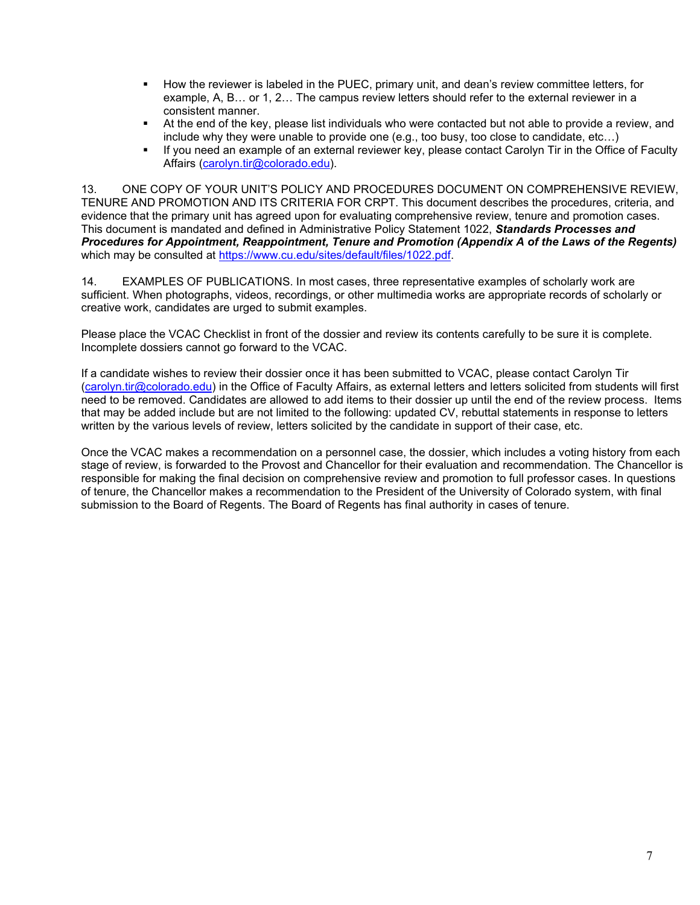- How the reviewer is labeled in the PUEC, primary unit, and dean's review committee letters, for example, A, B… or 1, 2… The campus review letters should refer to the external reviewer in a consistent manner.
- At the end of the key, please list individuals who were contacted but not able to provide a review, and include why they were unable to provide one (e.g., too busy, too close to candidate, etc…)
- If you need an example of an external reviewer key, please contact Carolyn Tir in the Office of Faculty Affairs ([carolyn.tir@colorado.edu](mailto:carolyn.tir@colorado.edu)).

13. ONE COPY OF YOUR UNIT'S POLICY AND PROCEDURES DOCUMENT ON COMPREHENSIVE REVIEW, TENURE AND PROMOTION AND ITS CRITERIA FOR CRPT. This document describes the procedures, criteria, and evidence that the primary unit has agreed upon for evaluating comprehensive review, tenure and promotion cases. This document is mandated and defined in Administrative Policy Statement 1022, ***Standards Processes and Procedures for Appointment, Reappointment, Tenure and Promotion (Appendix A of the Laws of the Regents)*** which may be consulted at [https://www.cu.edu/sites/default/files/1022.pdf](https://www.cu.edu/sites/default/files/1022.pdf).

14. EXAMPLES OF PUBLICATIONS. In most cases, three representative examples of scholarly work are sufficient. When photographs, videos, recordings, or other multimedia works are appropriate records of scholarly or creative work, candidates are urged to submit examples.

Please place the VCAC Checklist in front of the dossier and review its contents carefully to be sure it is complete. Incomplete dossiers cannot go forward to the VCAC.

If a candidate wishes to review their dossier once it has been submitted to VCAC, please contact Carolyn Tir ([carolyn.tir@colorado.edu](mailto:carolyn.tir@colorado.edu)) in the Office of Faculty Affairs, as external letters and letters solicited from students will first need to be removed. Candidates are allowed to add items to their dossier up until the end of the review process. Items that may be added include but are not limited to the following: updated CV, rebuttal statements in response to letters written by the various levels of review, letters solicited by the candidate in support of their case, etc.

Once the VCAC makes a recommendation on a personnel case, the dossier, which includes a voting history from each stage of review, is forwarded to the Provost and Chancellor for their evaluation and recommendation. The Chancellor is responsible for making the final decision on comprehensive review and promotion to full professor cases. In questions of tenure, the Chancellor makes a recommendation to the President of the University of Colorado system, with final submission to the Board of Regents. The Board of Regents has final authority in cases of tenure.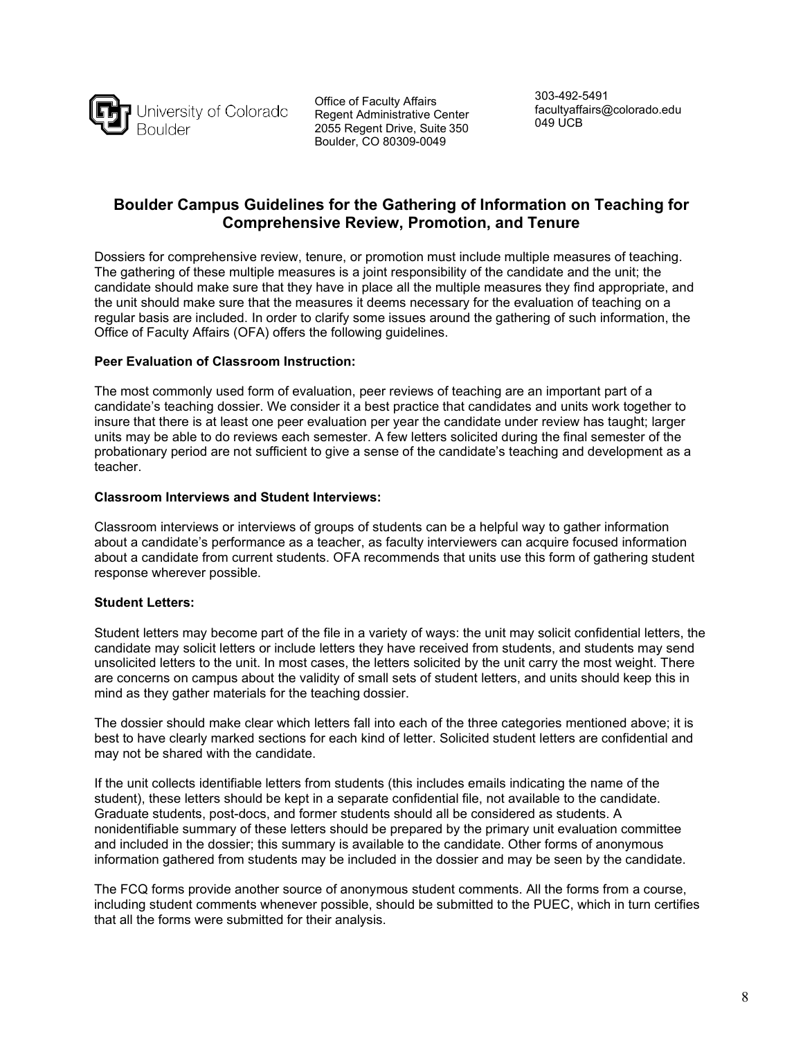University of Colorado Boulder

Office of Faculty Affairs
Regent Administrative Center
2055 Regent Drive, Suite 350
Boulder, CO 80309-0049

303-492-5491
facultyaffairs@colorado.edu
049 UCB

## Boulder Campus Guidelines for the Gathering of Information on Teaching for Comprehensive Review, Promotion, and Tenure

Dossiers for comprehensive review, tenure, or promotion must include multiple measures of teaching. The gathering of these multiple measures is a joint responsibility of the candidate and the unit; the candidate should make sure that they have in place all the multiple measures they find appropriate, and the unit should make sure that the measures it deems necessary for the evaluation of teaching on a regular basis are included. In order to clarify some issues around the gathering of such information, the Office of Faculty Affairs (OFA) offers the following guidelines.

**Peer Evaluation of Classroom Instruction:**

The most commonly used form of evaluation, peer reviews of teaching are an important part of a candidate's teaching dossier. We consider it a best practice that candidates and units work together to insure that there is at least one peer evaluation per year the candidate under review has taught; larger units may be able to do reviews each semester. A few letters solicited during the final semester of the probationary period are not sufficient to give a sense of the candidate's teaching and development as a teacher.

**Classroom Interviews and Student Interviews:**

Classroom interviews or interviews of groups of students can be a helpful way to gather information about a candidate's performance as a teacher, as faculty interviewers can acquire focused information about a candidate from current students. OFA recommends that units use this form of gathering student response wherever possible.

**Student Letters:**

Student letters may become part of the file in a variety of ways: the unit may solicit confidential letters, the candidate may solicit letters or include letters they have received from students, and students may send unsolicited letters to the unit. In most cases, the letters solicited by the unit carry the most weight. There are concerns on campus about the validity of small sets of student letters, and units should keep this in mind as they gather materials for the teaching dossier.

The dossier should make clear which letters fall into each of the three categories mentioned above; it is best to have clearly marked sections for each kind of letter. Solicited student letters are confidential and may not be shared with the candidate.

If the unit collects identifiable letters from students (this includes emails indicating the name of the student), these letters should be kept in a separate confidential file, not available to the candidate. Graduate students, post-docs, and former students should all be considered as students. A nonidentifiable summary of these letters should be prepared by the primary unit evaluation committee and included in the dossier; this summary is available to the candidate. Other forms of anonymous information gathered from students may be included in the dossier and may be seen by the candidate.

The FCQ forms provide another source of anonymous student comments. All the forms from a course, including student comments whenever possible, should be submitted to the PUEC, which in turn certifies that all the forms were submitted for their analysis.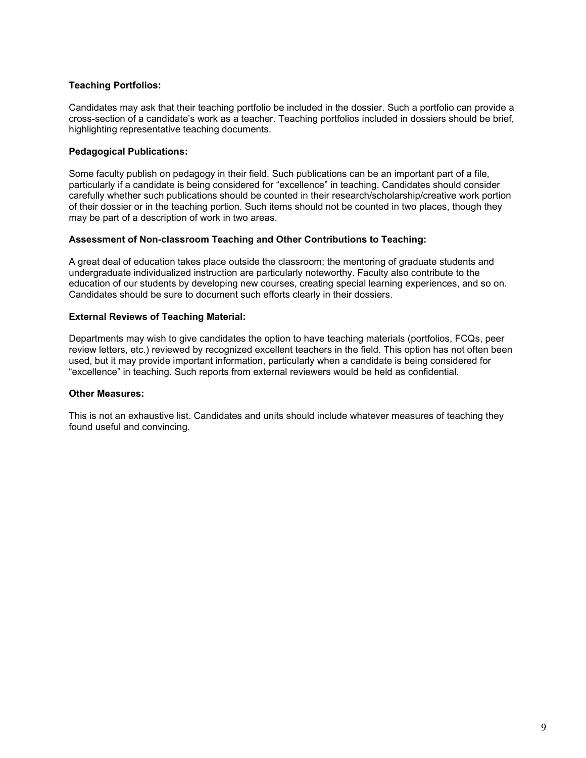**Teaching Portfolios:**

Candidates may ask that their teaching portfolio be included in the dossier. Such a portfolio can provide a cross-section of a candidate's work as a teacher. Teaching portfolios included in dossiers should be brief, highlighting representative teaching documents.

**Pedagogical Publications:**

Some faculty publish on pedagogy in their field. Such publications can be an important part of a file, particularly if a candidate is being considered for "excellence" in teaching. Candidates should consider carefully whether such publications should be counted in their research/scholarship/creative work portion of their dossier or in the teaching portion. Such items should not be counted in two places, though they may be part of a description of work in two areas.

**Assessment of Non-classroom Teaching and Other Contributions to Teaching:**

A great deal of education takes place outside the classroom; the mentoring of graduate students and undergraduate individualized instruction are particularly noteworthy. Faculty also contribute to the education of our students by developing new courses, creating special learning experiences, and so on. Candidates should be sure to document such efforts clearly in their dossiers.

**External Reviews of Teaching Material:**

Departments may wish to give candidates the option to have teaching materials (portfolios, FCQs, peer review letters, etc.) reviewed by recognized excellent teachers in the field. This option has not often been used, but it may provide important information, particularly when a candidate is being considered for "excellence" in teaching. Such reports from external reviewers would be held as confidential.

**Other Measures:**

This is not an exhaustive list. Candidates and units should include whatever measures of teaching they found useful and convincing.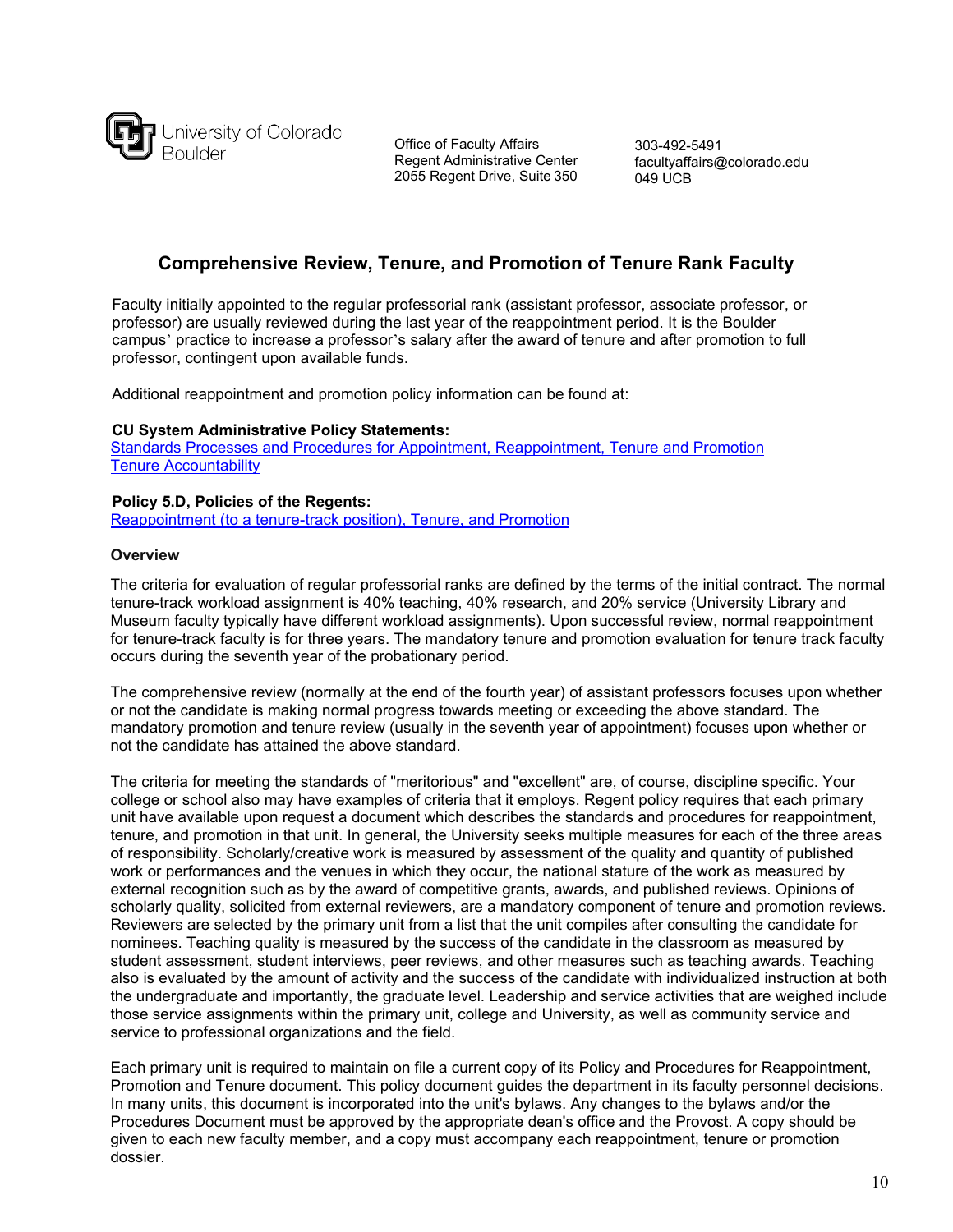University of Colorado Boulder

Office of Faculty Affairs
Regent Administrative Center
2055 Regent Drive, Suite 350

303-492-5491
facultyaffairs@colorado.edu
049 UCB

## Comprehensive Review, Tenure, and Promotion of Tenure Rank Faculty

Faculty initially appointed to the regular professorial rank (assistant professor, associate professor, or professor) are usually reviewed during the last year of the reappointment period. It is the Boulder campus' practice to increase a professor's salary after the award of tenure and after promotion to full professor, contingent upon available funds.

Additional reappointment and promotion policy information can be found at:

**CU System Administrative Policy Statements:**
Standards Processes and Procedures for Appointment, Reappointment, Tenure and Promotion
Tenure Accountability

**Policy 5.D, Policies of the Regents:**
Reappointment (to a tenure-track position), Tenure, and Promotion

### Overview

The criteria for evaluation of regular professorial ranks are defined by the terms of the initial contract. The normal tenure-track workload assignment is 40% teaching, 40% research, and 20% service (University Library and Museum faculty typically have different workload assignments). Upon successful review, normal reappointment for tenure-track faculty is for three years. The mandatory tenure and promotion evaluation for tenure track faculty occurs during the seventh year of the probationary period.

The comprehensive review (normally at the end of the fourth year) of assistant professors focuses upon whether or not the candidate is making normal progress towards meeting or exceeding the above standard. The mandatory promotion and tenure review (usually in the seventh year of appointment) focuses upon whether or not the candidate has attained the above standard.

The criteria for meeting the standards of "meritorious" and "excellent" are, of course, discipline specific. Your college or school also may have examples of criteria that it employs. Regent policy requires that each primary unit have available upon request a document which describes the standards and procedures for reappointment, tenure, and promotion in that unit. In general, the University seeks multiple measures for each of the three areas of responsibility. Scholarly/creative work is measured by assessment of the quality and quantity of published work or performances and the venues in which they occur, the national stature of the work as measured by external recognition such as by the award of competitive grants, awards, and published reviews. Opinions of scholarly quality, solicited from external reviewers, are a mandatory component of tenure and promotion reviews. Reviewers are selected by the primary unit from a list that the unit compiles after consulting the candidate for nominees. Teaching quality is measured by the success of the candidate in the classroom as measured by student assessment, student interviews, peer reviews, and other measures such as teaching awards. Teaching also is evaluated by the amount of activity and the success of the candidate with individualized instruction at both the undergraduate and importantly, the graduate level. Leadership and service activities that are weighed include those service assignments within the primary unit, college and University, as well as community service and service to professional organizations and the field.

Each primary unit is required to maintain on file a current copy of its Policy and Procedures for Reappointment, Promotion and Tenure document. This policy document guides the department in its faculty personnel decisions. In many units, this document is incorporated into the unit's bylaws. Any changes to the bylaws and/or the Procedures Document must be approved by the appropriate dean's office and the Provost. A copy should be given to each new faculty member, and a copy must accompany each reappointment, tenure or promotion dossier.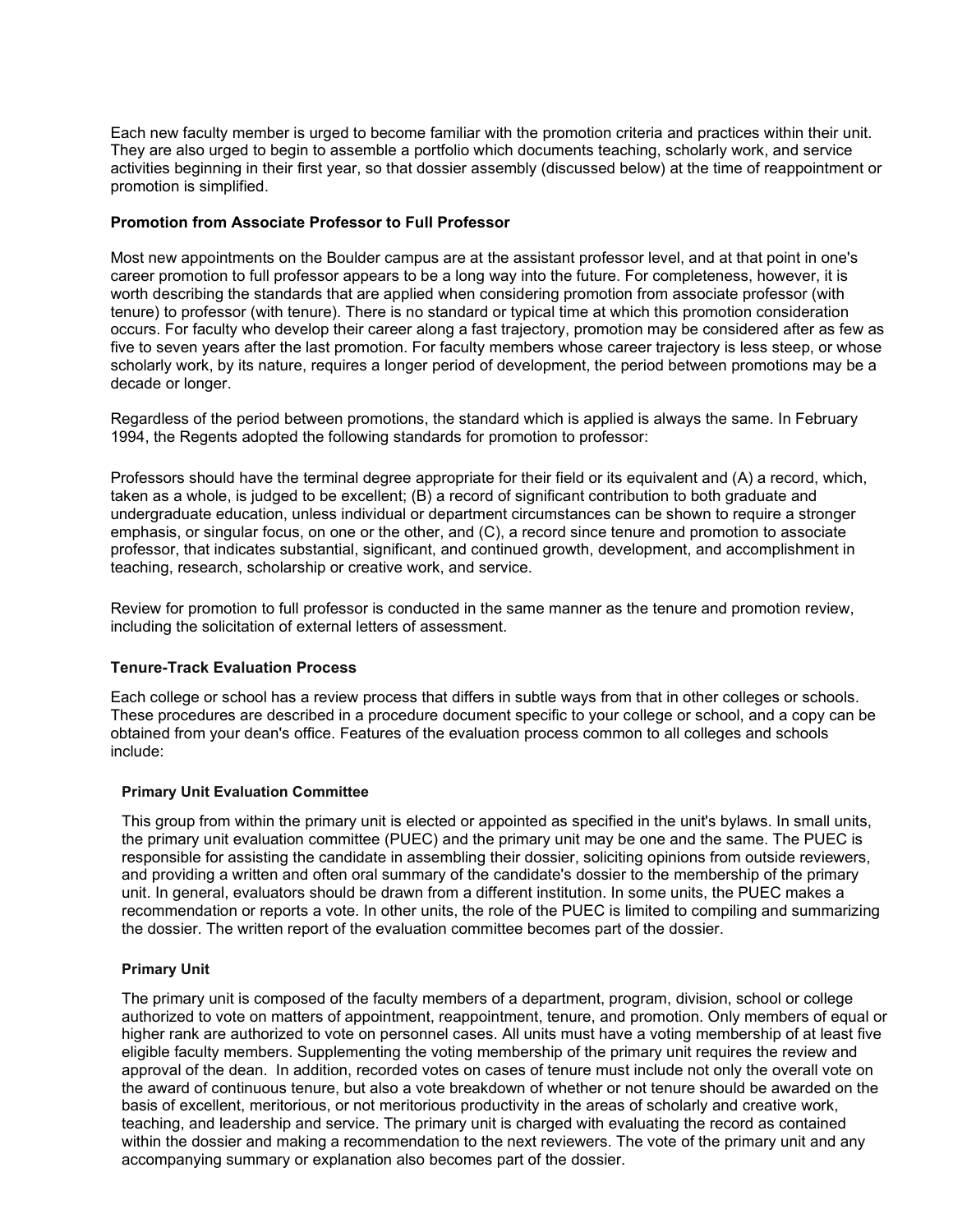Each new faculty member is urged to become familiar with the promotion criteria and practices within their unit. They are also urged to begin to assemble a portfolio which documents teaching, scholarly work, and service activities beginning in their first year, so that dossier assembly (discussed below) at the time of reappointment or promotion is simplified.

### Promotion from Associate Professor to Full Professor

Most new appointments on the Boulder campus are at the assistant professor level, and at that point in one's career promotion to full professor appears to be a long way into the future. For completeness, however, it is worth describing the standards that are applied when considering promotion from associate professor (with tenure) to professor (with tenure). There is no standard or typical time at which this promotion consideration occurs. For faculty who develop their career along a fast trajectory, promotion may be considered after as few as five to seven years after the last promotion. For faculty members whose career trajectory is less steep, or whose scholarly work, by its nature, requires a longer period of development, the period between promotions may be a decade or longer.

Regardless of the period between promotions, the standard which is applied is always the same. In February 1994, the Regents adopted the following standards for promotion to professor:

Professors should have the terminal degree appropriate for their field or its equivalent and (A) a record, which, taken as a whole, is judged to be excellent; (B) a record of significant contribution to both graduate and undergraduate education, unless individual or department circumstances can be shown to require a stronger emphasis, or singular focus, on one or the other, and (C), a record since tenure and promotion to associate professor, that indicates substantial, significant, and continued growth, development, and accomplishment in teaching, research, scholarship or creative work, and service.

Review for promotion to full professor is conducted in the same manner as the tenure and promotion review, including the solicitation of external letters of assessment.

### Tenure-Track Evaluation Process

Each college or school has a review process that differs in subtle ways from that in other colleges or schools. These procedures are described in a procedure document specific to your college or school, and a copy can be obtained from your dean's office. Features of the evaluation process common to all colleges and schools include:

#### Primary Unit Evaluation Committee

This group from within the primary unit is elected or appointed as specified in the unit's bylaws. In small units, the primary unit evaluation committee (PUEC) and the primary unit may be one and the same. The PUEC is responsible for assisting the candidate in assembling their dossier, soliciting opinions from outside reviewers, and providing a written and often oral summary of the candidate's dossier to the membership of the primary unit. In general, evaluators should be drawn from a different institution. In some units, the PUEC makes a recommendation or reports a vote. In other units, the role of the PUEC is limited to compiling and summarizing the dossier. The written report of the evaluation committee becomes part of the dossier.

#### Primary Unit

The primary unit is composed of the faculty members of a department, program, division, school or college authorized to vote on matters of appointment, reappointment, tenure, and promotion. Only members of equal or higher rank are authorized to vote on personnel cases. All units must have a voting membership of at least five eligible faculty members. Supplementing the voting membership of the primary unit requires the review and approval of the dean. In addition, recorded votes on cases of tenure must include not only the overall vote on the award of continuous tenure, but also a vote breakdown of whether or not tenure should be awarded on the basis of excellent, meritorious, or not meritorious productivity in the areas of scholarly and creative work, teaching, and leadership and service. The primary unit is charged with evaluating the record as contained within the dossier and making a recommendation to the next reviewers. The vote of the primary unit and any accompanying summary or explanation also becomes part of the dossier.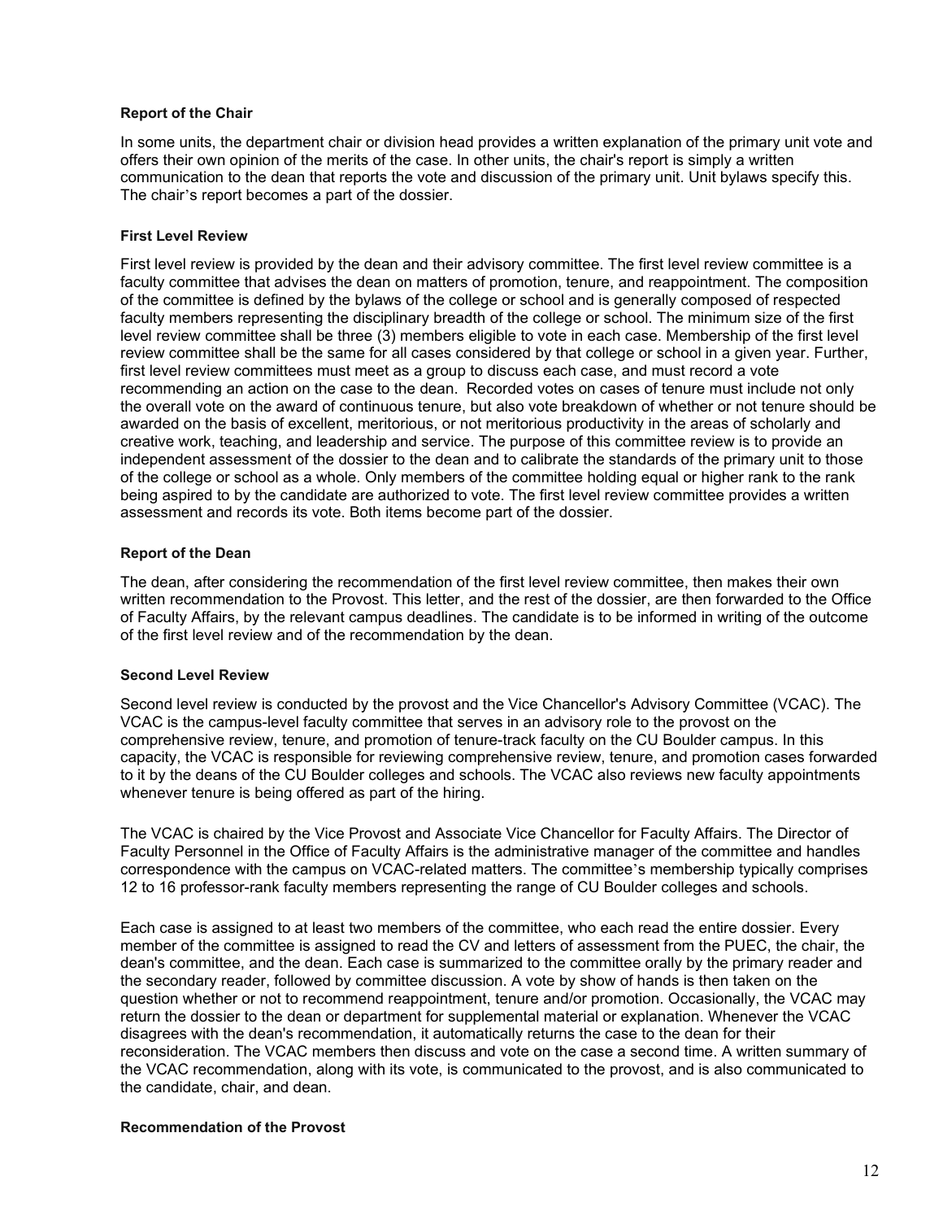**Report of the Chair**

In some units, the department chair or division head provides a written explanation of the primary unit vote and offers their own opinion of the merits of the case. In other units, the chair's report is simply a written communication to the dean that reports the vote and discussion of the primary unit. Unit bylaws specify this. The chair's report becomes a part of the dossier.

**First Level Review**

First level review is provided by the dean and their advisory committee. The first level review committee is a faculty committee that advises the dean on matters of promotion, tenure, and reappointment. The composition of the committee is defined by the bylaws of the college or school and is generally composed of respected faculty members representing the disciplinary breadth of the college or school. The minimum size of the first level review committee shall be three (3) members eligible to vote in each case. Membership of the first level review committee shall be the same for all cases considered by that college or school in a given year. Further, first level review committees must meet as a group to discuss each case, and must record a vote recommending an action on the case to the dean. Recorded votes on cases of tenure must include not only the overall vote on the award of continuous tenure, but also vote breakdown of whether or not tenure should be awarded on the basis of excellent, meritorious, or not meritorious productivity in the areas of scholarly and creative work, teaching, and leadership and service. The purpose of this committee review is to provide an independent assessment of the dossier to the dean and to calibrate the standards of the primary unit to those of the college or school as a whole. Only members of the committee holding equal or higher rank to the rank being aspired to by the candidate are authorized to vote. The first level review committee provides a written assessment and records its vote. Both items become part of the dossier.

**Report of the Dean**

The dean, after considering the recommendation of the first level review committee, then makes their own written recommendation to the Provost. This letter, and the rest of the dossier, are then forwarded to the Office of Faculty Affairs, by the relevant campus deadlines. The candidate is to be informed in writing of the outcome of the first level review and of the recommendation by the dean.

**Second Level Review**

Second level review is conducted by the provost and the Vice Chancellor's Advisory Committee (VCAC). The VCAC is the campus-level faculty committee that serves in an advisory role to the provost on the comprehensive review, tenure, and promotion of tenure-track faculty on the CU Boulder campus. In this capacity, the VCAC is responsible for reviewing comprehensive review, tenure, and promotion cases forwarded to it by the deans of the CU Boulder colleges and schools. The VCAC also reviews new faculty appointments whenever tenure is being offered as part of the hiring.

The VCAC is chaired by the Vice Provost and Associate Vice Chancellor for Faculty Affairs. The Director of Faculty Personnel in the Office of Faculty Affairs is the administrative manager of the committee and handles correspondence with the campus on VCAC-related matters. The committee's membership typically comprises 12 to 16 professor-rank faculty members representing the range of CU Boulder colleges and schools.

Each case is assigned to at least two members of the committee, who each read the entire dossier. Every member of the committee is assigned to read the CV and letters of assessment from the PUEC, the chair, the dean's committee, and the dean. Each case is summarized to the committee orally by the primary reader and the secondary reader, followed by committee discussion. A vote by show of hands is then taken on the question whether or not to recommend reappointment, tenure and/or promotion. Occasionally, the VCAC may return the dossier to the dean or department for supplemental material or explanation. Whenever the VCAC disagrees with the dean's recommendation, it automatically returns the case to the dean for their reconsideration. The VCAC members then discuss and vote on the case a second time. A written summary of the VCAC recommendation, along with its vote, is communicated to the provost, and is also communicated to the candidate, chair, and dean.

**Recommendation of the Provost**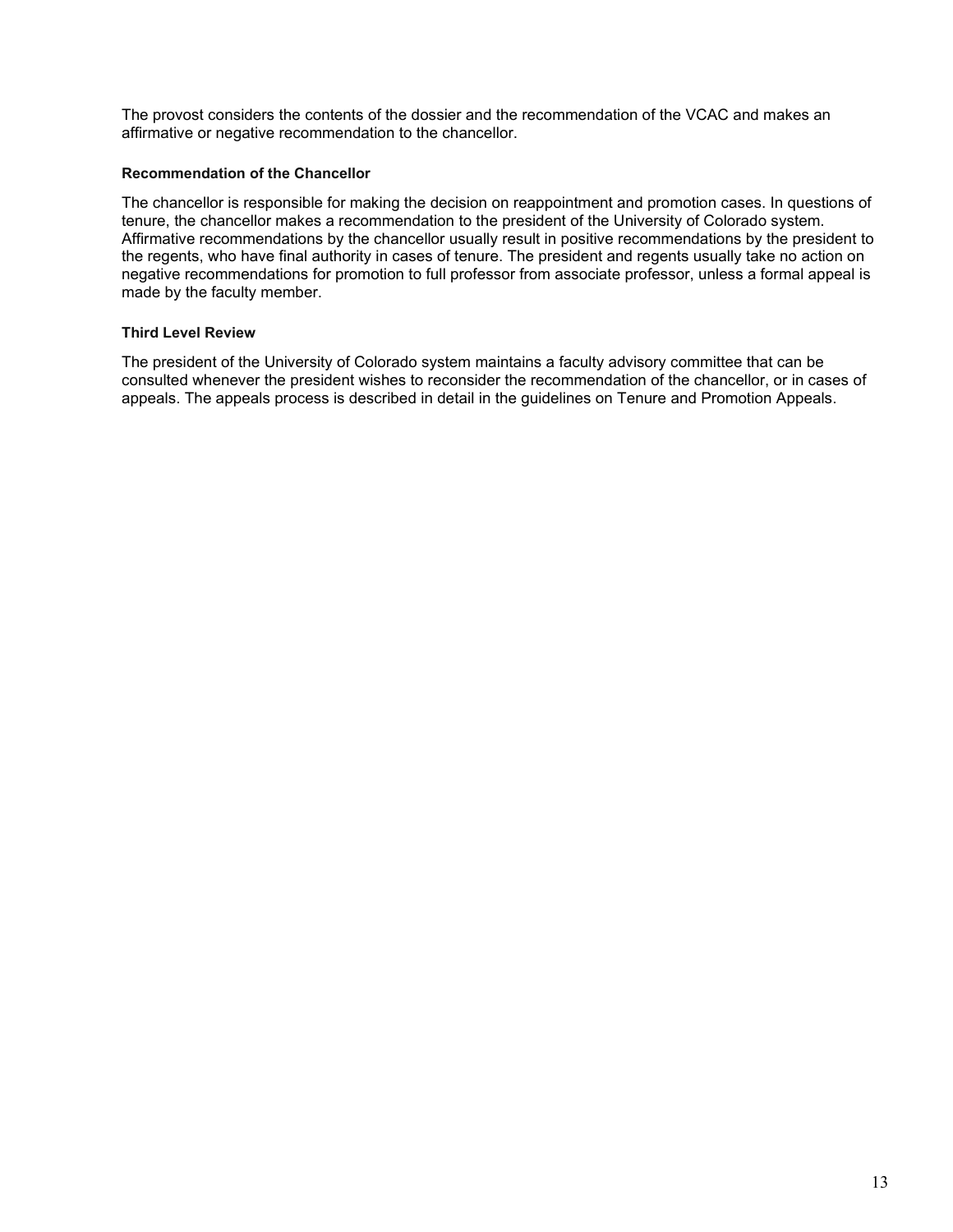The provost considers the contents of the dossier and the recommendation of the VCAC and makes an affirmative or negative recommendation to the chancellor.

#### Recommendation of the Chancellor

The chancellor is responsible for making the decision on reappointment and promotion cases. In questions of tenure, the chancellor makes a recommendation to the president of the University of Colorado system. Affirmative recommendations by the chancellor usually result in positive recommendations by the president to the regents, who have final authority in cases of tenure. The president and regents usually take no action on negative recommendations for promotion to full professor from associate professor, unless a formal appeal is made by the faculty member.

#### Third Level Review

The president of the University of Colorado system maintains a faculty advisory committee that can be consulted whenever the president wishes to reconsider the recommendation of the chancellor, or in cases of appeals. The appeals process is described in detail in the guidelines on Tenure and Promotion Appeals.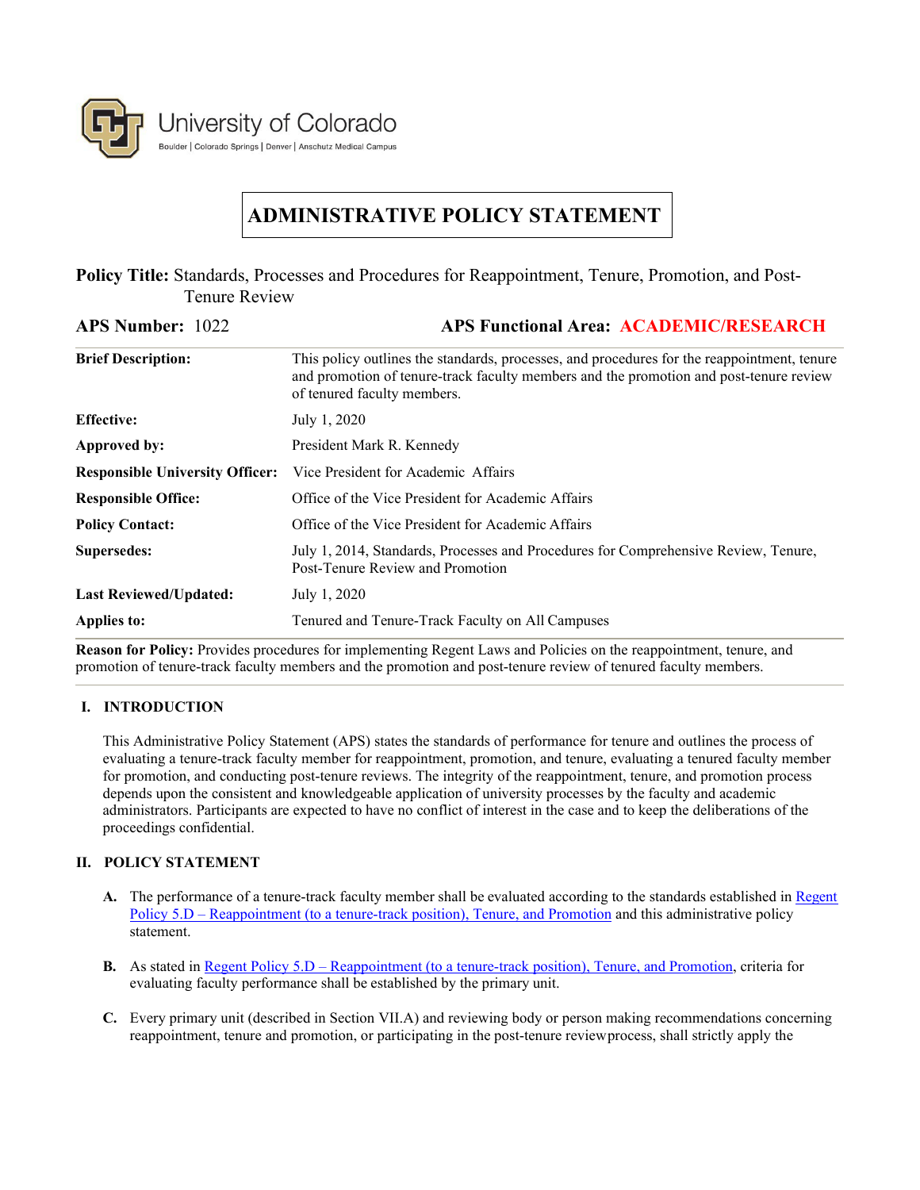University of Colorado

Boulder | Colorado Springs | Denver | Anschutz Medical Campus

# ADMINISTRATIVE POLICY STATEMENT

**Policy Title:** Standards, Processes and Procedures for Reappointment, Tenure, Promotion, and Post-Tenure Review

**APS Number:** 1022 **APS Functional Area:** ACADEMIC/RESEARCH

| | |
|---|---|
| **Brief Description:** | This policy outlines the standards, processes, and procedures for the reappointment, tenure and promotion of tenure-track faculty members and the promotion and post-tenure review of tenured faculty members. |
| **Effective:** | July 1, 2020 |
| **Approved by:** | President Mark R. Kennedy |
| **Responsible University Officer:** | Vice President for Academic Affairs |
| **Responsible Office:** | Office of the Vice President for Academic Affairs |
| **Policy Contact:** | Office of the Vice President for Academic Affairs |
| **Supersedes:** | July 1, 2014, Standards, Processes and Procedures for Comprehensive Review, Tenure, Post-Tenure Review and Promotion |
| **Last Reviewed/Updated:** | July 1, 2020 |
| **Applies to:** | Tenured and Tenure-Track Faculty on All Campuses |

**Reason for Policy:** Provides procedures for implementing Regent Laws and Policies on the reappointment, tenure, and promotion of tenure-track faculty members and the promotion and post-tenure review of tenured faculty members.

## I. INTRODUCTION

This Administrative Policy Statement (APS) states the standards of performance for tenure and outlines the process of evaluating a tenure-track faculty member for reappointment, promotion, and tenure, evaluating a tenured faculty member for promotion, and conducting post-tenure reviews. The integrity of the reappointment, tenure, and promotion process depends upon the consistent and knowledgeable application of university processes by the faculty and academic administrators. Participants are expected to have no conflict of interest in the case and to keep the deliberations of the proceedings confidential.

## II. POLICY STATEMENT

**A.** The performance of a tenure-track faculty member shall be evaluated according to the standards established in Regent Policy 5.D – Reappointment (to a tenure-track position), Tenure, and Promotion and this administrative policy statement.

**B.** As stated in Regent Policy 5.D – Reappointment (to a tenure-track position), Tenure, and Promotion, criteria for evaluating faculty performance shall be established by the primary unit.

**C.** Every primary unit (described in Section VII.A) and reviewing body or person making recommendations concerning reappointment, tenure and promotion, or participating in the post-tenure review process, shall strictly apply the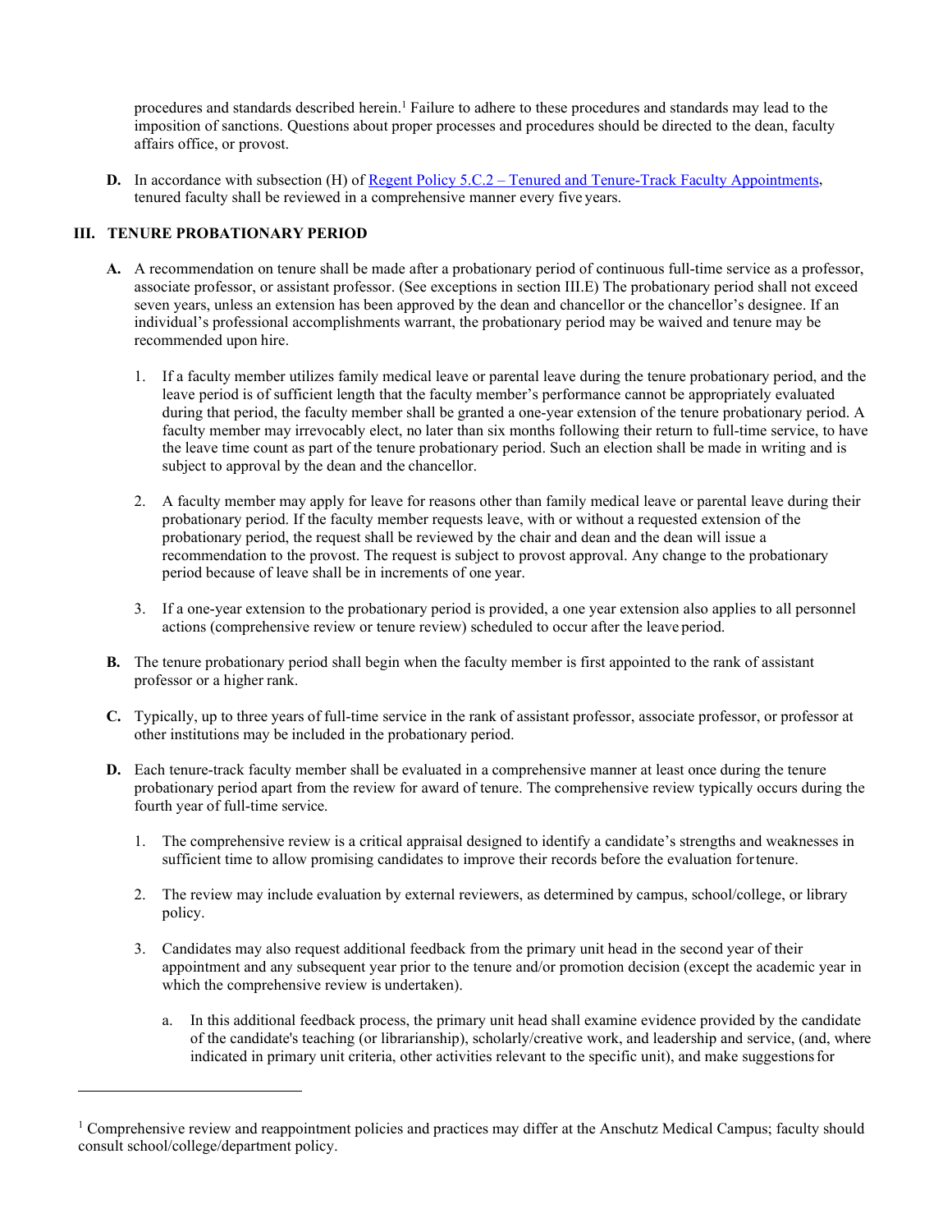procedures and standards described herein.[1] Failure to adhere to these procedures and standards may lead to the imposition of sanctions. Questions about proper processes and procedures should be directed to the dean, faculty affairs office, or provost.

**D.** In accordance with subsection (H) of [Regent Policy 5.C.2 – Tenured and Tenure-Track Faculty Appointments](), tenured faculty shall be reviewed in a comprehensive manner every five years.

## III. TENURE PROBATIONARY PERIOD

**A.** A recommendation on tenure shall be made after a probationary period of continuous full-time service as a professor, associate professor, or assistant professor. (See exceptions in section III.E) The probationary period shall not exceed seven years, unless an extension has been approved by the dean and chancellor or the chancellor's designee. If an individual's professional accomplishments warrant, the probationary period may be waived and tenure may be recommended upon hire.

1. If a faculty member utilizes family medical leave or parental leave during the tenure probationary period, and the leave period is of sufficient length that the faculty member's performance cannot be appropriately evaluated during that period, the faculty member shall be granted a one-year extension of the tenure probationary period. A faculty member may irrevocably elect, no later than six months following their return to full-time service, to have the leave time count as part of the tenure probationary period. Such an election shall be made in writing and is subject to approval by the dean and the chancellor.

2. A faculty member may apply for leave for reasons other than family medical leave or parental leave during their probationary period. If the faculty member requests leave, with or without a requested extension of the probationary period, the request shall be reviewed by the chair and dean and the dean will issue a recommendation to the provost. The request is subject to provost approval. Any change to the probationary period because of leave shall be in increments of one year.

3. If a one-year extension to the probationary period is provided, a one year extension also applies to all personnel actions (comprehensive review or tenure review) scheduled to occur after the leave period.

**B.** The tenure probationary period shall begin when the faculty member is first appointed to the rank of assistant professor or a higher rank.

**C.** Typically, up to three years of full-time service in the rank of assistant professor, associate professor, or professor at other institutions may be included in the probationary period.

**D.** Each tenure-track faculty member shall be evaluated in a comprehensive manner at least once during the tenure probationary period apart from the review for award of tenure. The comprehensive review typically occurs during the fourth year of full-time service.

1. The comprehensive review is a critical appraisal designed to identify a candidate's strengths and weaknesses in sufficient time to allow promising candidates to improve their records before the evaluation for tenure.

2. The review may include evaluation by external reviewers, as determined by campus, school/college, or library policy.

3. Candidates may also request additional feedback from the primary unit head in the second year of their appointment and any subsequent year prior to the tenure and/or promotion decision (except the academic year in which the comprehensive review is undertaken).

   a. In this additional feedback process, the primary unit head shall examine evidence provided by the candidate of the candidate's teaching (or librarianship), scholarly/creative work, and leadership and service, (and, where indicated in primary unit criteria, other activities relevant to the specific unit), and make suggestions for

---

[1] Comprehensive review and reappointment policies and practices may differ at the Anschutz Medical Campus; faculty should consult school/college/department policy.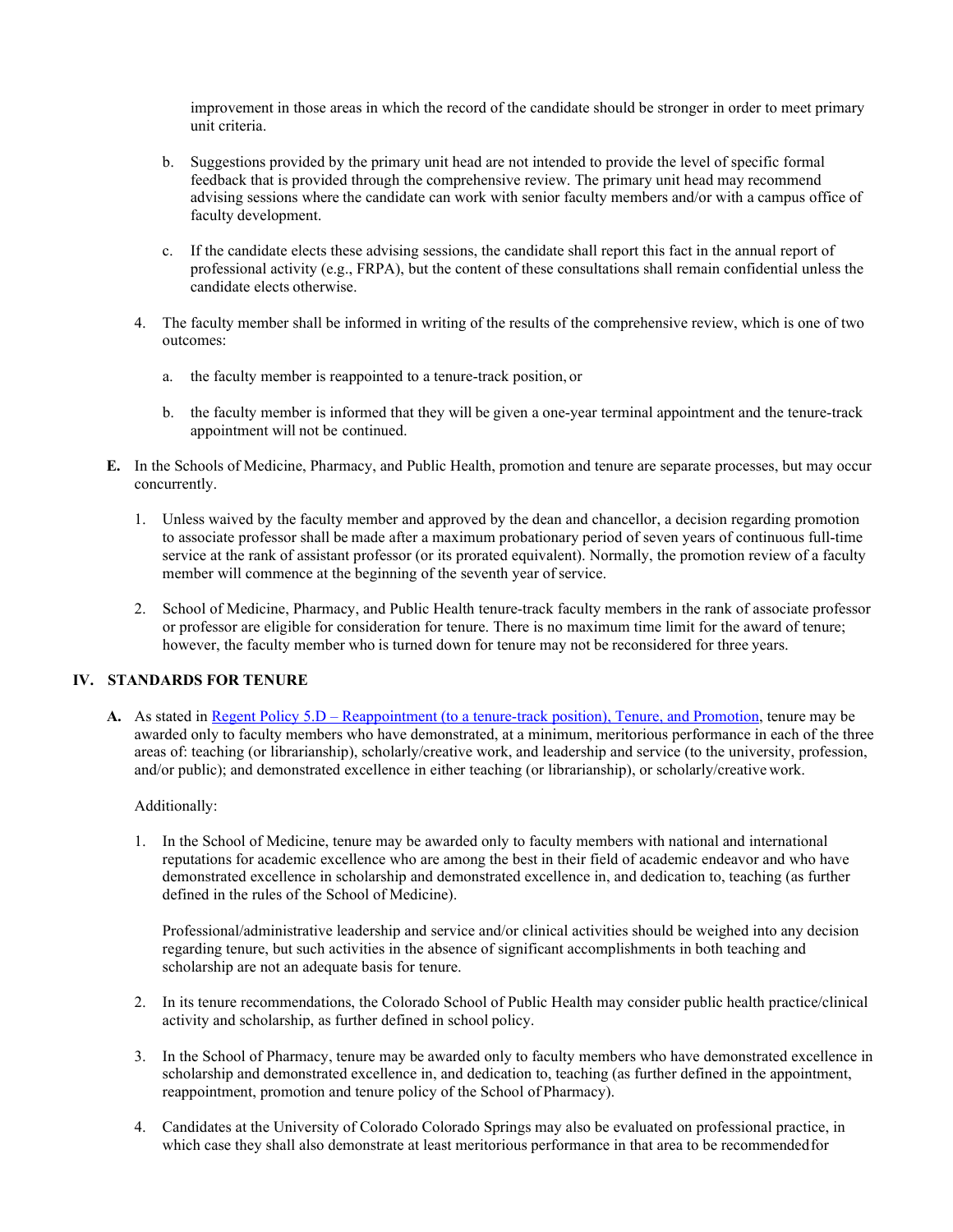improvement in those areas in which the record of the candidate should be stronger in order to meet primary unit criteria.

   b. Suggestions provided by the primary unit head are not intended to provide the level of specific formal feedback that is provided through the comprehensive review. The primary unit head may recommend advising sessions where the candidate can work with senior faculty members and/or with a campus office of faculty development.

   c. If the candidate elects these advising sessions, the candidate shall report this fact in the annual report of professional activity (e.g., FRPA), but the content of these consultations shall remain confidential unless the candidate elects otherwise.

4. The faculty member shall be informed in writing of the results of the comprehensive review, which is one of two outcomes:

   a. the faculty member is reappointed to a tenure-track position, or

   b. the faculty member is informed that they will be given a one-year terminal appointment and the tenure-track appointment will not be continued.

**E.** In the Schools of Medicine, Pharmacy, and Public Health, promotion and tenure are separate processes, but may occur concurrently.

1. Unless waived by the faculty member and approved by the dean and chancellor, a decision regarding promotion to associate professor shall be made after a maximum probationary period of seven years of continuous full-time service at the rank of assistant professor (or its prorated equivalent). Normally, the promotion review of a faculty member will commence at the beginning of the seventh year of service.

2. School of Medicine, Pharmacy, and Public Health tenure-track faculty members in the rank of associate professor or professor are eligible for consideration for tenure. There is no maximum time limit for the award of tenure; however, the faculty member who is turned down for tenure may not be reconsidered for three years.

## IV. STANDARDS FOR TENURE

**A.** As stated in Regent Policy 5.D – Reappointment (to a tenure-track position), Tenure, and Promotion, tenure may be awarded only to faculty members who have demonstrated, at a minimum, meritorious performance in each of the three areas of: teaching (or librarianship), scholarly/creative work, and leadership and service (to the university, profession, and/or public); and demonstrated excellence in either teaching (or librarianship), or scholarly/creative work.

Additionally:

1. In the School of Medicine, tenure may be awarded only to faculty members with national and international reputations for academic excellence who are among the best in their field of academic endeavor and who have demonstrated excellence in scholarship and demonstrated excellence in, and dedication to, teaching (as further defined in the rules of the School of Medicine).

   Professional/administrative leadership and service and/or clinical activities should be weighed into any decision regarding tenure, but such activities in the absence of significant accomplishments in both teaching and scholarship are not an adequate basis for tenure.

2. In its tenure recommendations, the Colorado School of Public Health may consider public health practice/clinical activity and scholarship, as further defined in school policy.

3. In the School of Pharmacy, tenure may be awarded only to faculty members who have demonstrated excellence in scholarship and demonstrated excellence in, and dedication to, teaching (as further defined in the appointment, reappointment, promotion and tenure policy of the School of Pharmacy).

4. Candidates at the University of Colorado Colorado Springs may also be evaluated on professional practice, in which case they shall also demonstrate at least meritorious performance in that area to be recommended for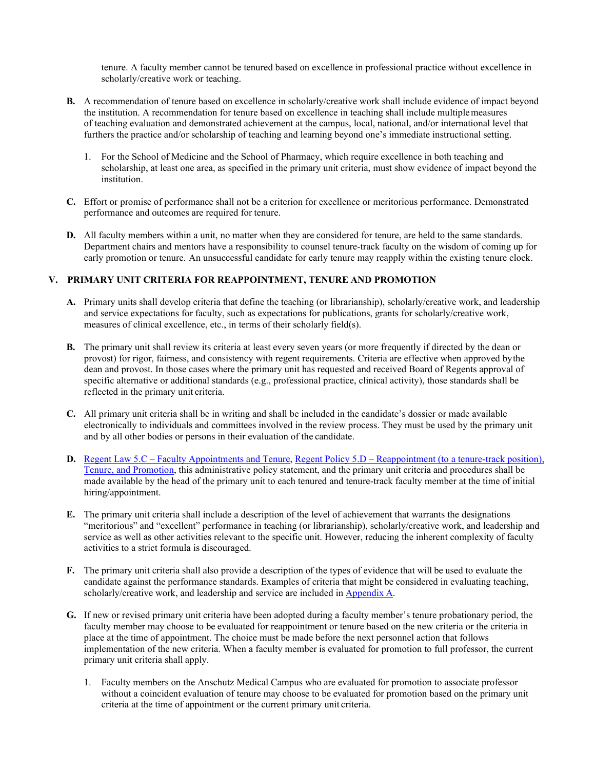tenure. A faculty member cannot be tenured based on excellence in professional practice without excellence in scholarly/creative work or teaching.

**B.** A recommendation of tenure based on excellence in scholarly/creative work shall include evidence of impact beyond the institution. A recommendation for tenure based on excellence in teaching shall include multiple measures of teaching evaluation and demonstrated achievement at the campus, local, national, and/or international level that furthers the practice and/or scholarship of teaching and learning beyond one's immediate instructional setting.

1. For the School of Medicine and the School of Pharmacy, which require excellence in both teaching and scholarship, at least one area, as specified in the primary unit criteria, must show evidence of impact beyond the institution.

**C.** Effort or promise of performance shall not be a criterion for excellence or meritorious performance. Demonstrated performance and outcomes are required for tenure.

**D.** All faculty members within a unit, no matter when they are considered for tenure, are held to the same standards. Department chairs and mentors have a responsibility to counsel tenure-track faculty on the wisdom of coming up for early promotion or tenure. An unsuccessful candidate for early tenure may reapply within the existing tenure clock.

## V. PRIMARY UNIT CRITERIA FOR REAPPOINTMENT, TENURE AND PROMOTION

**A.** Primary units shall develop criteria that define the teaching (or librarianship), scholarly/creative work, and leadership and service expectations for faculty, such as expectations for publications, grants for scholarly/creative work, measures of clinical excellence, etc., in terms of their scholarly field(s).

**B.** The primary unit shall review its criteria at least every seven years (or more frequently if directed by the dean or provost) for rigor, fairness, and consistency with regent requirements. Criteria are effective when approved by the dean and provost. In those cases where the primary unit has requested and received Board of Regents approval of specific alternative or additional standards (e.g., professional practice, clinical activity), those standards shall be reflected in the primary unit criteria.

**C.** All primary unit criteria shall be in writing and shall be included in the candidate's dossier or made available electronically to individuals and committees involved in the review process. They must be used by the primary unit and by all other bodies or persons in their evaluation of the candidate.

**D.** Regent Law 5.C – Faculty Appointments and Tenure, Regent Policy 5.D – Reappointment (to a tenure-track position), Tenure, and Promotion, this administrative policy statement, and the primary unit criteria and procedures shall be made available by the head of the primary unit to each tenured and tenure-track faculty member at the time of initial hiring/appointment.

**E.** The primary unit criteria shall include a description of the level of achievement that warrants the designations "meritorious" and "excellent" performance in teaching (or librarianship), scholarly/creative work, and leadership and service as well as other activities relevant to the specific unit. However, reducing the inherent complexity of faculty activities to a strict formula is discouraged.

**F.** The primary unit criteria shall also provide a description of the types of evidence that will be used to evaluate the candidate against the performance standards. Examples of criteria that might be considered in evaluating teaching, scholarly/creative work, and leadership and service are included in Appendix A.

**G.** If new or revised primary unit criteria have been adopted during a faculty member's tenure probationary period, the faculty member may choose to be evaluated for reappointment or tenure based on the new criteria or the criteria in place at the time of appointment. The choice must be made before the next personnel action that follows implementation of the new criteria. When a faculty member is evaluated for promotion to full professor, the current primary unit criteria shall apply.

1. Faculty members on the Anschutz Medical Campus who are evaluated for promotion to associate professor without a coincident evaluation of tenure may choose to be evaluated for promotion based on the primary unit criteria at the time of appointment or the current primary unit criteria.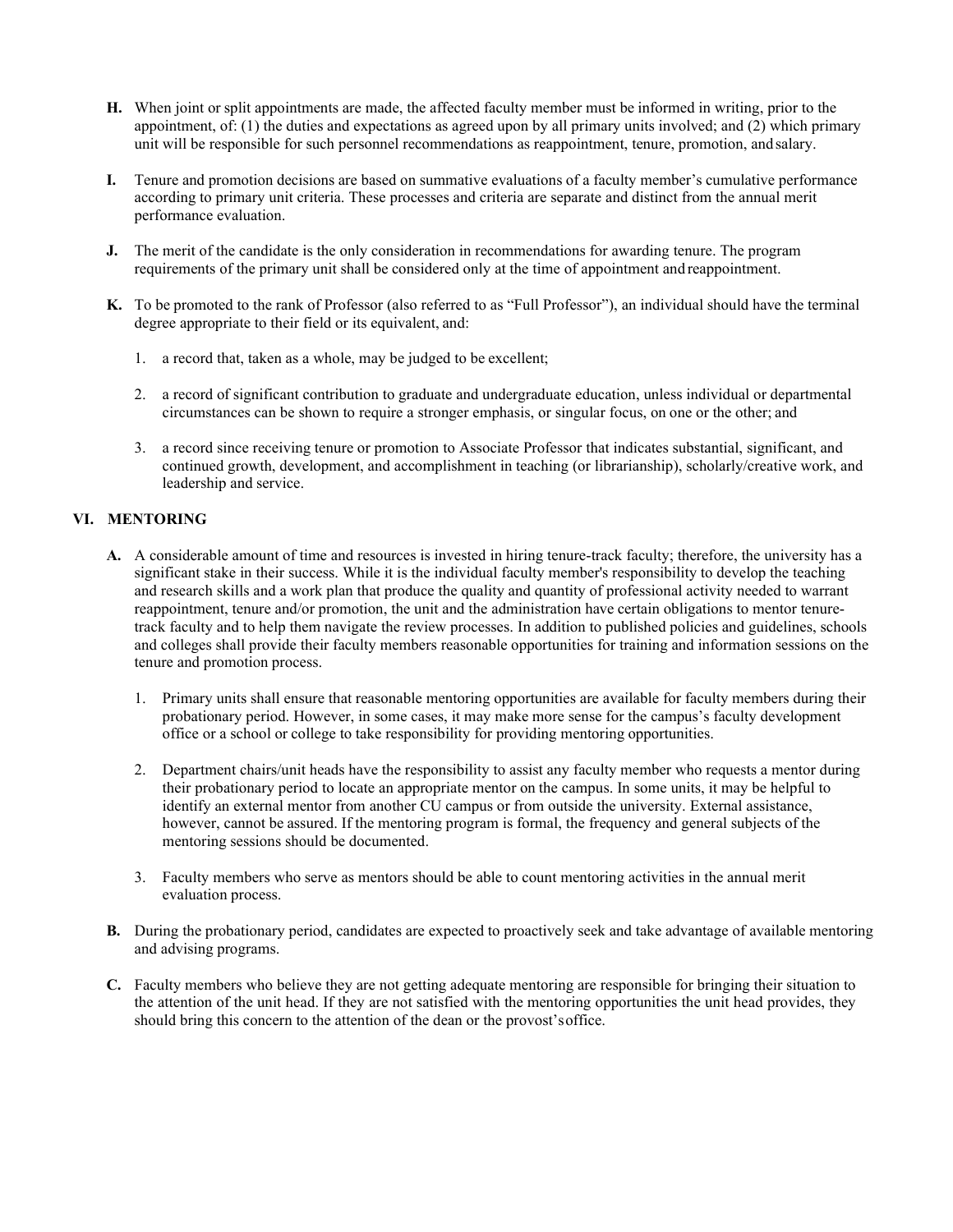**H.** When joint or split appointments are made, the affected faculty member must be informed in writing, prior to the appointment, of: (1) the duties and expectations as agreed upon by all primary units involved; and (2) which primary unit will be responsible for such personnel recommendations as reappointment, tenure, promotion, and salary.

**I.** Tenure and promotion decisions are based on summative evaluations of a faculty member's cumulative performance according to primary unit criteria. These processes and criteria are separate and distinct from the annual merit performance evaluation.

**J.** The merit of the candidate is the only consideration in recommendations for awarding tenure. The program requirements of the primary unit shall be considered only at the time of appointment and reappointment.

**K.** To be promoted to the rank of Professor (also referred to as "Full Professor"), an individual should have the terminal degree appropriate to their field or its equivalent, and:

1. a record that, taken as a whole, may be judged to be excellent;
2. a record of significant contribution to graduate and undergraduate education, unless individual or departmental circumstances can be shown to require a stronger emphasis, or singular focus, on one or the other; and
3. a record since receiving tenure or promotion to Associate Professor that indicates substantial, significant, and continued growth, development, and accomplishment in teaching (or librarianship), scholarly/creative work, and leadership and service.

## VI. MENTORING

**A.** A considerable amount of time and resources is invested in hiring tenure-track faculty; therefore, the university has a significant stake in their success. While it is the individual faculty member's responsibility to develop the teaching and research skills and a work plan that produce the quality and quantity of professional activity needed to warrant reappointment, tenure and/or promotion, the unit and the administration have certain obligations to mentor tenure-track faculty and to help them navigate the review processes. In addition to published policies and guidelines, schools and colleges shall provide their faculty members reasonable opportunities for training and information sessions on the tenure and promotion process.

1. Primary units shall ensure that reasonable mentoring opportunities are available for faculty members during their probationary period. However, in some cases, it may make more sense for the campus's faculty development office or a school or college to take responsibility for providing mentoring opportunities.
2. Department chairs/unit heads have the responsibility to assist any faculty member who requests a mentor during their probationary period to locate an appropriate mentor on the campus. In some units, it may be helpful to identify an external mentor from another CU campus or from outside the university. External assistance, however, cannot be assured. If the mentoring program is formal, the frequency and general subjects of the mentoring sessions should be documented.
3. Faculty members who serve as mentors should be able to count mentoring activities in the annual merit evaluation process.

**B.** During the probationary period, candidates are expected to proactively seek and take advantage of available mentoring and advising programs.

**C.** Faculty members who believe they are not getting adequate mentoring are responsible for bringing their situation to the attention of the unit head. If they are not satisfied with the mentoring opportunities the unit head provides, they should bring this concern to the attention of the dean or the provost's office.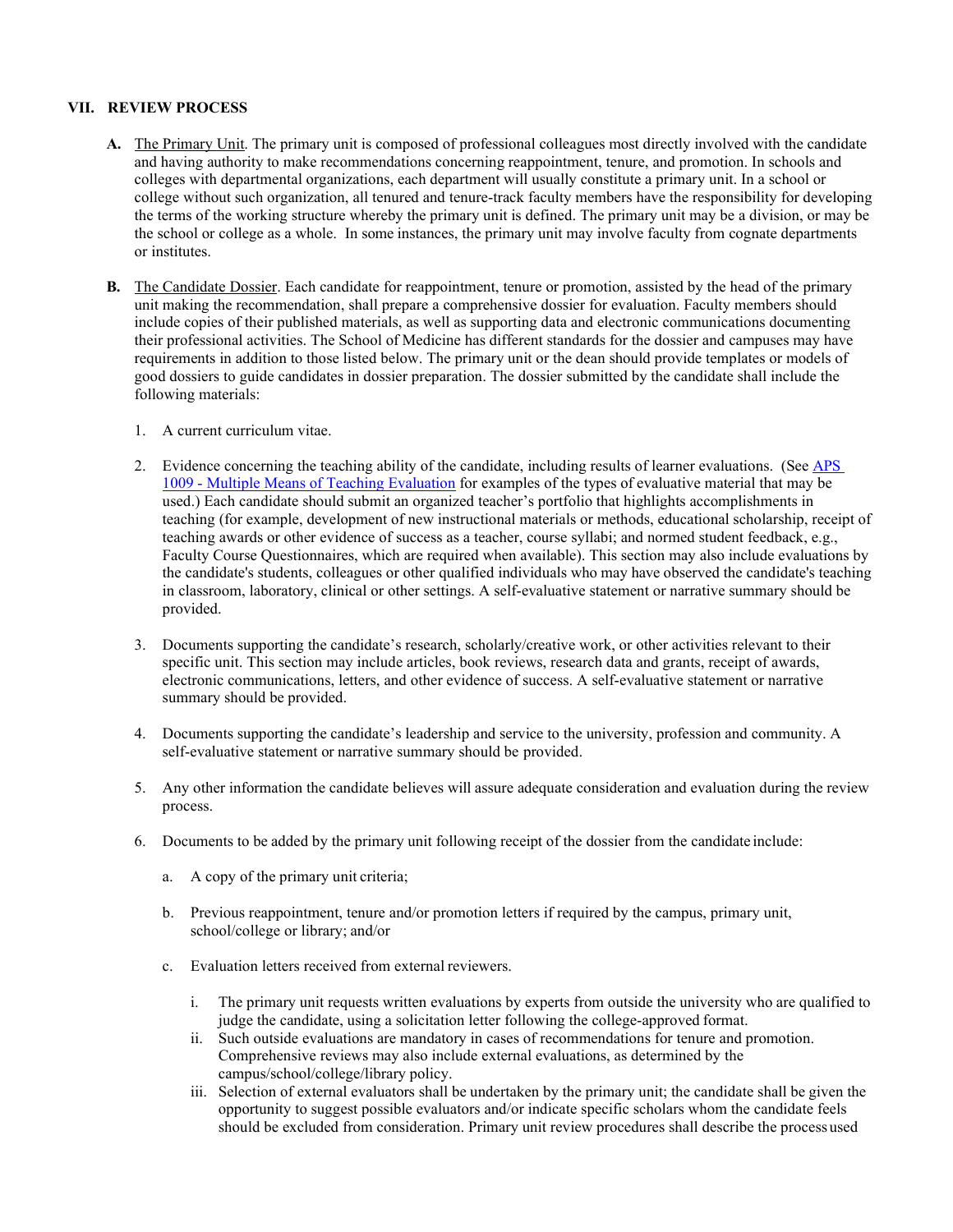## VII. REVIEW PROCESS

**A.** The Primary Unit. The primary unit is composed of professional colleagues most directly involved with the candidate and having authority to make recommendations concerning reappointment, tenure, and promotion. In schools and colleges with departmental organizations, each department will usually constitute a primary unit. In a school or college without such organization, all tenured and tenure-track faculty members have the responsibility for developing the terms of the working structure whereby the primary unit is defined. The primary unit may be a division, or may be the school or college as a whole. In some instances, the primary unit may involve faculty from cognate departments or institutes.

**B.** The Candidate Dossier. Each candidate for reappointment, tenure or promotion, assisted by the head of the primary unit making the recommendation, shall prepare a comprehensive dossier for evaluation. Faculty members should include copies of their published materials, as well as supporting data and electronic communications documenting their professional activities. The School of Medicine has different standards for the dossier and campuses may have requirements in addition to those listed below. The primary unit or the dean should provide templates or models of good dossiers to guide candidates in dossier preparation. The dossier submitted by the candidate shall include the following materials:

1. A current curriculum vitae.

2. Evidence concerning the teaching ability of the candidate, including results of learner evaluations. (See [APS 1009 - Multiple Means of Teaching Evaluation]() for examples of the types of evaluative material that may be used.) Each candidate should submit an organized teacher's portfolio that highlights accomplishments in teaching (for example, development of new instructional materials or methods, educational scholarship, receipt of teaching awards or other evidence of success as a teacher, course syllabi; and normed student feedback, e.g., Faculty Course Questionnaires, which are required when available). This section may also include evaluations by the candidate's students, colleagues or other qualified individuals who may have observed the candidate's teaching in classroom, laboratory, clinical or other settings. A self-evaluative statement or narrative summary should be provided.

3. Documents supporting the candidate's research, scholarly/creative work, or other activities relevant to their specific unit. This section may include articles, book reviews, research data and grants, receipt of awards, electronic communications, letters, and other evidence of success. A self-evaluative statement or narrative summary should be provided.

4. Documents supporting the candidate's leadership and service to the university, profession and community. A self-evaluative statement or narrative summary should be provided.

5. Any other information the candidate believes will assure adequate consideration and evaluation during the review process.

6. Documents to be added by the primary unit following receipt of the dossier from the candidate include:

   a. A copy of the primary unit criteria;

   b. Previous reappointment, tenure and/or promotion letters if required by the campus, primary unit, school/college or library; and/or

   c. Evaluation letters received from external reviewers.

      i. The primary unit requests written evaluations by experts from outside the university who are qualified to judge the candidate, using a solicitation letter following the college-approved format.
      ii. Such outside evaluations are mandatory in cases of recommendations for tenure and promotion. Comprehensive reviews may also include external evaluations, as determined by the campus/school/college/library policy.
      iii. Selection of external evaluators shall be undertaken by the primary unit; the candidate shall be given the opportunity to suggest possible evaluators and/or indicate specific scholars whom the candidate feels should be excluded from consideration. Primary unit review procedures shall describe the process used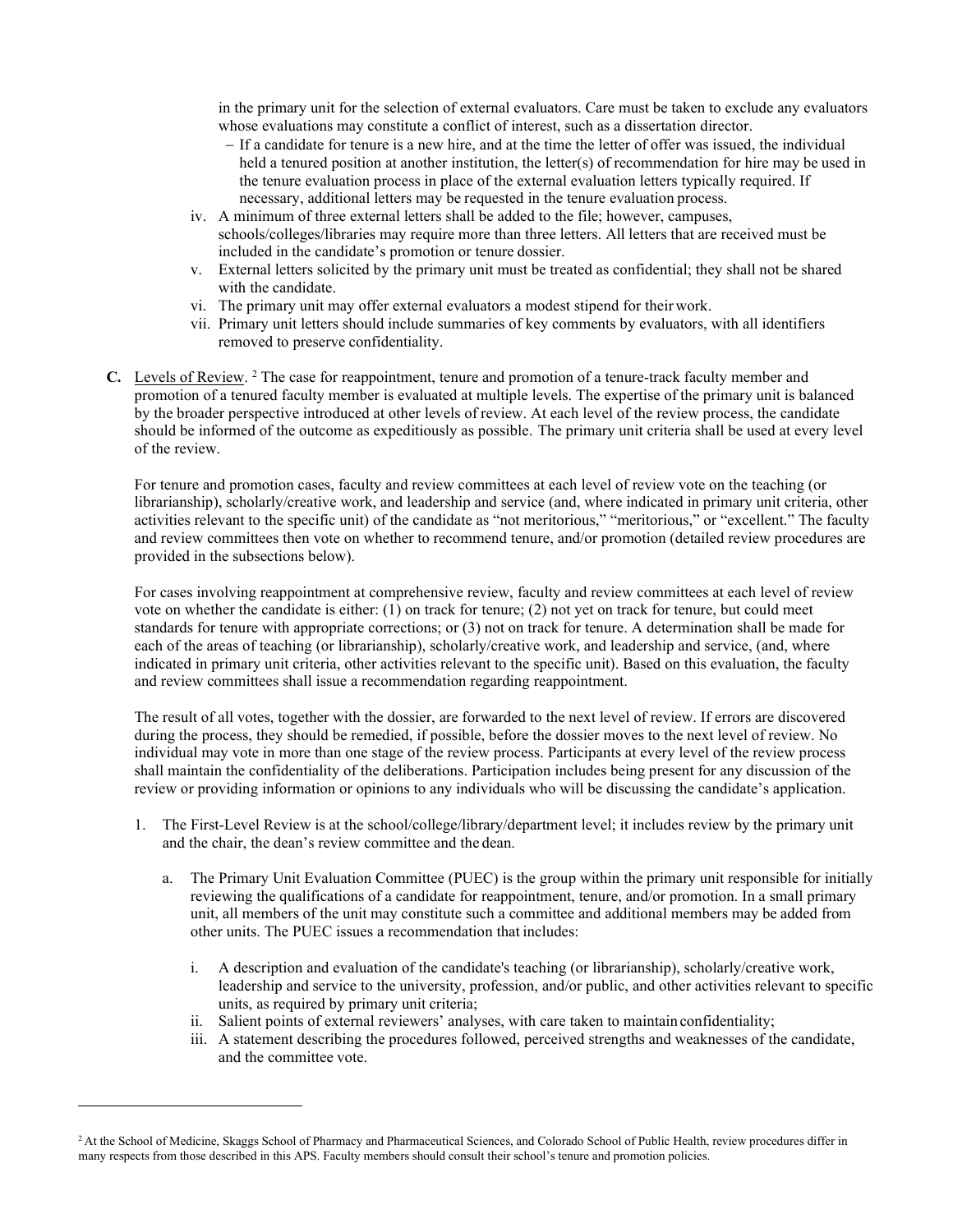in the primary unit for the selection of external evaluators. Care must be taken to exclude any evaluators whose evaluations may constitute a conflict of interest, such as a dissertation director.

- If a candidate for tenure is a new hire, and at the time the letter of offer was issued, the individual held a tenured position at another institution, the letter(s) of recommendation for hire may be used in the tenure evaluation process in place of the external evaluation letters typically required. If necessary, additional letters may be requested in the tenure evaluation process.

iv. A minimum of three external letters shall be added to the file; however, campuses, schools/colleges/libraries may require more than three letters. All letters that are received must be included in the candidate's promotion or tenure dossier.

v. External letters solicited by the primary unit must be treated as confidential; they shall not be shared with the candidate.

vi. The primary unit may offer external evaluators a modest stipend for their work.

vii. Primary unit letters should include summaries of key comments by evaluators, with all identifiers removed to preserve confidentiality.

**C.** Levels of Review. [2] The case for reappointment, tenure and promotion of a tenure-track faculty member and promotion of a tenured faculty member is evaluated at multiple levels. The expertise of the primary unit is balanced by the broader perspective introduced at other levels of review. At each level of the review process, the candidate should be informed of the outcome as expeditiously as possible. The primary unit criteria shall be used at every level of the review.

For tenure and promotion cases, faculty and review committees at each level of review vote on the teaching (or librarianship), scholarly/creative work, and leadership and service (and, where indicated in primary unit criteria, other activities relevant to the specific unit) of the candidate as "not meritorious," "meritorious," or "excellent." The faculty and review committees then vote on whether to recommend tenure, and/or promotion (detailed review procedures are provided in the subsections below).

For cases involving reappointment at comprehensive review, faculty and review committees at each level of review vote on whether the candidate is either: (1) on track for tenure; (2) not yet on track for tenure, but could meet standards for tenure with appropriate corrections; or (3) not on track for tenure. A determination shall be made for each of the areas of teaching (or librarianship), scholarly/creative work, and leadership and service, (and, where indicated in primary unit criteria, other activities relevant to the specific unit). Based on this evaluation, the faculty and review committees shall issue a recommendation regarding reappointment.

The result of all votes, together with the dossier, are forwarded to the next level of review. If errors are discovered during the process, they should be remedied, if possible, before the dossier moves to the next level of review. No individual may vote in more than one stage of the review process. Participants at every level of the review process shall maintain the confidentiality of the deliberations. Participation includes being present for any discussion of the review or providing information or opinions to any individuals who will be discussing the candidate's application.

1. The First-Level Review is at the school/college/library/department level; it includes review by the primary unit and the chair, the dean's review committee and the dean.

   a. The Primary Unit Evaluation Committee (PUEC) is the group within the primary unit responsible for initially reviewing the qualifications of a candidate for reappointment, tenure, and/or promotion. In a small primary unit, all members of the unit may constitute such a committee and additional members may be added from other units. The PUEC issues a recommendation that includes:

      i. A description and evaluation of the candidate's teaching (or librarianship), scholarly/creative work, leadership and service to the university, profession, and/or public, and other activities relevant to specific units, as required by primary unit criteria;

      ii. Salient points of external reviewers' analyses, with care taken to maintain confidentiality;

      iii. A statement describing the procedures followed, perceived strengths and weaknesses of the candidate, and the committee vote.

[2] At the School of Medicine, Skaggs School of Pharmacy and Pharmaceutical Sciences, and Colorado School of Public Health, review procedures differ in many respects from those described in this APS. Faculty members should consult their school's tenure and promotion policies.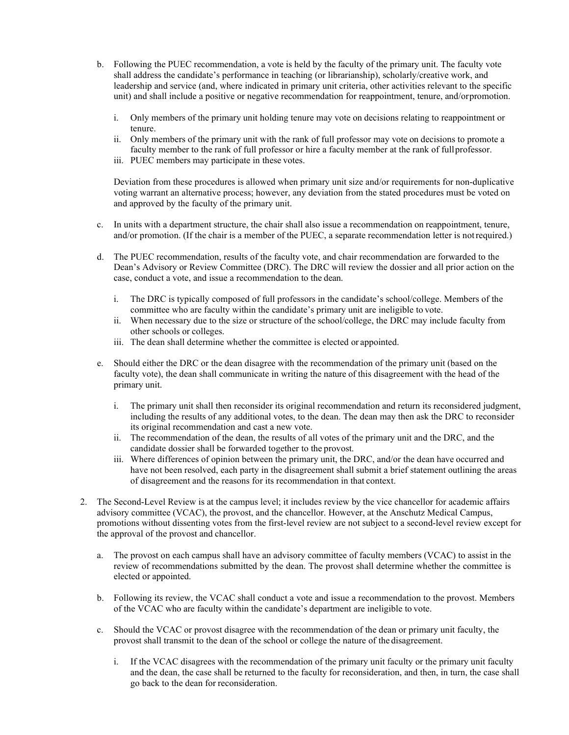b. Following the PUEC recommendation, a vote is held by the faculty of the primary unit. The faculty vote shall address the candidate's performance in teaching (or librarianship), scholarly/creative work, and leadership and service (and, where indicated in primary unit criteria, other activities relevant to the specific unit) and shall include a positive or negative recommendation for reappointment, tenure, and/or promotion.

   i. Only members of the primary unit holding tenure may vote on decisions relating to reappointment or tenure.
   ii. Only members of the primary unit with the rank of full professor may vote on decisions to promote a faculty member to the rank of full professor or hire a faculty member at the rank of full professor.
   iii. PUEC members may participate in these votes.

   Deviation from these procedures is allowed when primary unit size and/or requirements for non-duplicative voting warrant an alternative process; however, any deviation from the stated procedures must be voted on and approved by the faculty of the primary unit.

c. In units with a department structure, the chair shall also issue a recommendation on reappointment, tenure, and/or promotion. (If the chair is a member of the PUEC, a separate recommendation letter is not required.)

d. The PUEC recommendation, results of the faculty vote, and chair recommendation are forwarded to the Dean's Advisory or Review Committee (DRC). The DRC will review the dossier and all prior action on the case, conduct a vote, and issue a recommendation to the dean.

   i. The DRC is typically composed of full professors in the candidate's school/college. Members of the committee who are faculty within the candidate's primary unit are ineligible to vote.
   ii. When necessary due to the size or structure of the school/college, the DRC may include faculty from other schools or colleges.
   iii. The dean shall determine whether the committee is elected or appointed.

e. Should either the DRC or the dean disagree with the recommendation of the primary unit (based on the faculty vote), the dean shall communicate in writing the nature of this disagreement with the head of the primary unit.

   i. The primary unit shall then reconsider its original recommendation and return its reconsidered judgment, including the results of any additional votes, to the dean. The dean may then ask the DRC to reconsider its original recommendation and cast a new vote.
   ii. The recommendation of the dean, the results of all votes of the primary unit and the DRC, and the candidate dossier shall be forwarded together to the provost.
   iii. Where differences of opinion between the primary unit, the DRC, and/or the dean have occurred and have not been resolved, each party in the disagreement shall submit a brief statement outlining the areas of disagreement and the reasons for its recommendation in that context.

2. The Second-Level Review is at the campus level; it includes review by the vice chancellor for academic affairs advisory committee (VCAC), the provost, and the chancellor. However, at the Anschutz Medical Campus, promotions without dissenting votes from the first-level review are not subject to a second-level review except for the approval of the provost and chancellor.

   a. The provost on each campus shall have an advisory committee of faculty members (VCAC) to assist in the review of recommendations submitted by the dean. The provost shall determine whether the committee is elected or appointed.

   b. Following its review, the VCAC shall conduct a vote and issue a recommendation to the provost. Members of the VCAC who are faculty within the candidate's department are ineligible to vote.

   c. Should the VCAC or provost disagree with the recommendation of the dean or primary unit faculty, the provost shall transmit to the dean of the school or college the nature of the disagreement.

      i. If the VCAC disagrees with the recommendation of the primary unit faculty or the primary unit faculty and the dean, the case shall be returned to the faculty for reconsideration, and then, in turn, the case shall go back to the dean for reconsideration.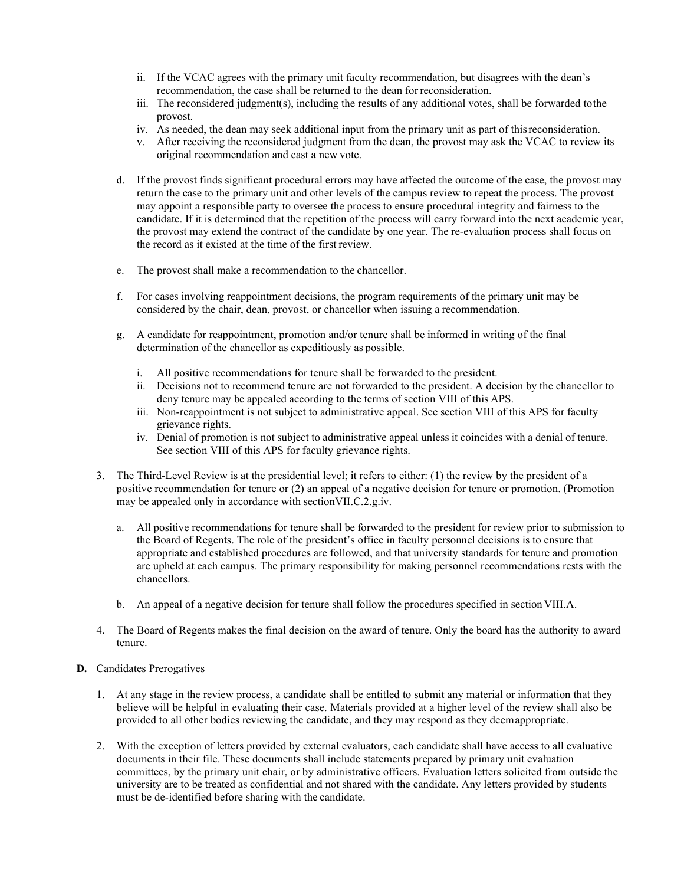ii. If the VCAC agrees with the primary unit faculty recommendation, but disagrees with the dean's recommendation, the case shall be returned to the dean for reconsideration.
   iii. The reconsidered judgment(s), including the results of any additional votes, shall be forwarded to the provost.
   iv. As needed, the dean may seek additional input from the primary unit as part of this reconsideration.
   v. After receiving the reconsidered judgment from the dean, the provost may ask the VCAC to review its original recommendation and cast a new vote.

d. If the provost finds significant procedural errors may have affected the outcome of the case, the provost may return the case to the primary unit and other levels of the campus review to repeat the process. The provost may appoint a responsible party to oversee the process to ensure procedural integrity and fairness to the candidate. If it is determined that the repetition of the process will carry forward into the next academic year, the provost may extend the contract of the candidate by one year. The re-evaluation process shall focus on the record as it existed at the time of the first review.

e. The provost shall make a recommendation to the chancellor.

f. For cases involving reappointment decisions, the program requirements of the primary unit may be considered by the chair, dean, provost, or chancellor when issuing a recommendation.

g. A candidate for reappointment, promotion and/or tenure shall be informed in writing of the final determination of the chancellor as expeditiously as possible.

   i. All positive recommendations for tenure shall be forwarded to the president.
   ii. Decisions not to recommend tenure are not forwarded to the president. A decision by the chancellor to deny tenure may be appealed according to the terms of section VIII of this APS.
   iii. Non-reappointment is not subject to administrative appeal. See section VIII of this APS for faculty grievance rights.
   iv. Denial of promotion is not subject to administrative appeal unless it coincides with a denial of tenure. See section VIII of this APS for faculty grievance rights.

3. The Third-Level Review is at the presidential level; it refers to either: (1) the review by the president of a positive recommendation for tenure or (2) an appeal of a negative decision for tenure or promotion. (Promotion may be appealed only in accordance with sectionVII.C.2.g.iv.

   a. All positive recommendations for tenure shall be forwarded to the president for review prior to submission to the Board of Regents. The role of the president's office in faculty personnel decisions is to ensure that appropriate and established procedures are followed, and that university standards for tenure and promotion are upheld at each campus. The primary responsibility for making personnel recommendations rests with the chancellors.

   b. An appeal of a negative decision for tenure shall follow the procedures specified in section VIII.A.

4. The Board of Regents makes the final decision on the award of tenure. Only the board has the authority to award tenure.

**D.** Candidates Prerogatives

1. At any stage in the review process, a candidate shall be entitled to submit any material or information that they believe will be helpful in evaluating their case. Materials provided at a higher level of the review shall also be provided to all other bodies reviewing the candidate, and they may respond as they deem appropriate.

2. With the exception of letters provided by external evaluators, each candidate shall have access to all evaluative documents in their file. These documents shall include statements prepared by primary unit evaluation committees, by the primary unit chair, or by administrative officers. Evaluation letters solicited from outside the university are to be treated as confidential and not shared with the candidate. Any letters provided by students must be de-identified before sharing with the candidate.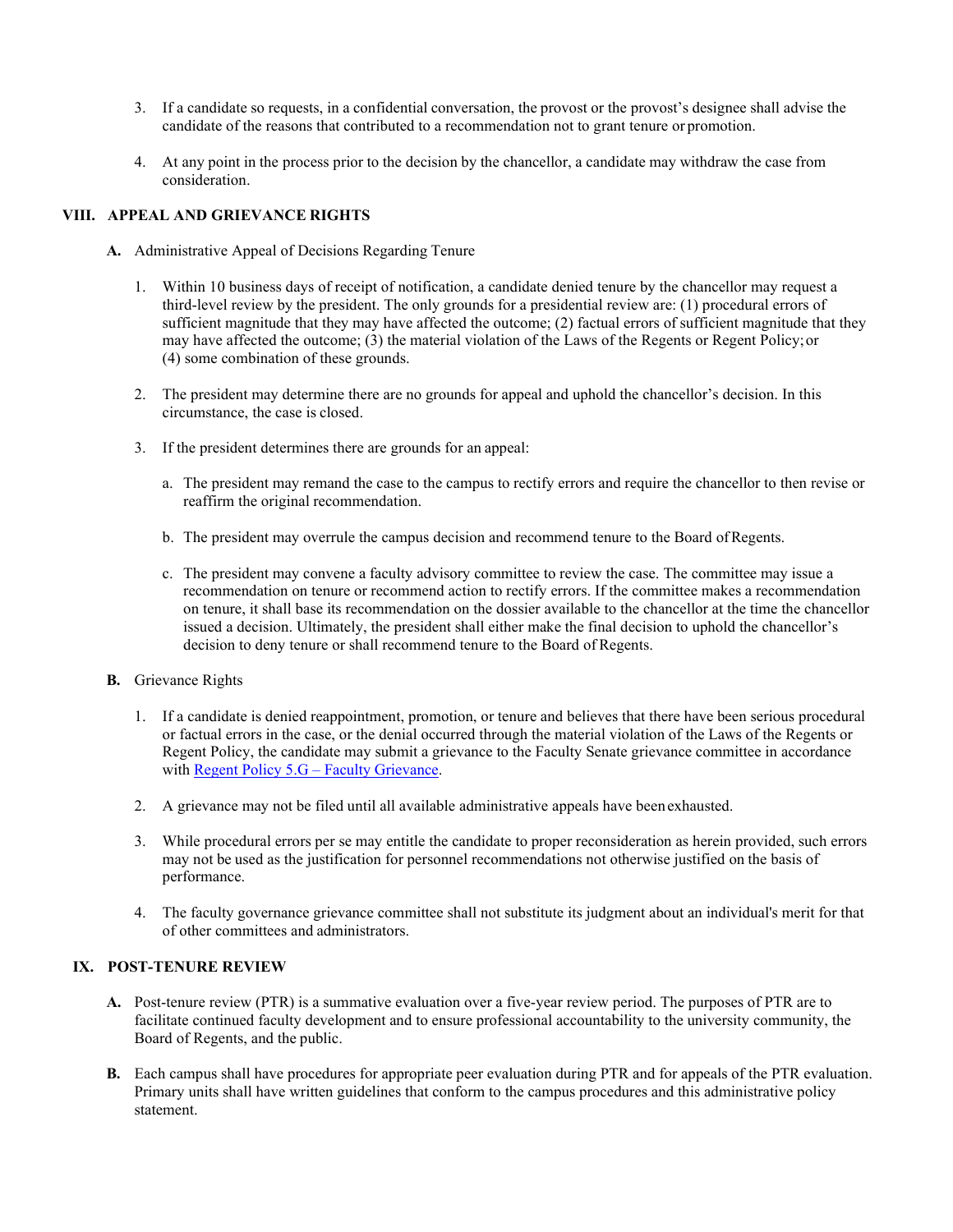3. If a candidate so requests, in a confidential conversation, the provost or the provost's designee shall advise the candidate of the reasons that contributed to a recommendation not to grant tenure or promotion.

4. At any point in the process prior to the decision by the chancellor, a candidate may withdraw the case from consideration.

## VIII. APPEAL AND GRIEVANCE RIGHTS

**A.** Administrative Appeal of Decisions Regarding Tenure

1. Within 10 business days of receipt of notification, a candidate denied tenure by the chancellor may request a third-level review by the president. The only grounds for a presidential review are: (1) procedural errors of sufficient magnitude that they may have affected the outcome; (2) factual errors of sufficient magnitude that they may have affected the outcome; (3) the material violation of the Laws of the Regents or Regent Policy; or (4) some combination of these grounds.

2. The president may determine there are no grounds for appeal and uphold the chancellor's decision. In this circumstance, the case is closed.

3. If the president determines there are grounds for an appeal:

   a. The president may remand the case to the campus to rectify errors and require the chancellor to then revise or reaffirm the original recommendation.

   b. The president may overrule the campus decision and recommend tenure to the Board of Regents.

   c. The president may convene a faculty advisory committee to review the case. The committee may issue a recommendation on tenure or recommend action to rectify errors. If the committee makes a recommendation on tenure, it shall base its recommendation on the dossier available to the chancellor at the time the chancellor issued a decision. Ultimately, the president shall either make the final decision to uphold the chancellor's decision to deny tenure or shall recommend tenure to the Board of Regents.

**B.** Grievance Rights

1. If a candidate is denied reappointment, promotion, or tenure and believes that there have been serious procedural or factual errors in the case, or the denial occurred through the material violation of the Laws of the Regents or Regent Policy, the candidate may submit a grievance to the Faculty Senate grievance committee in accordance with Regent Policy 5.G – Faculty Grievance.

2. A grievance may not be filed until all available administrative appeals have been exhausted.

3. While procedural errors per se may entitle the candidate to proper reconsideration as herein provided, such errors may not be used as the justification for personnel recommendations not otherwise justified on the basis of performance.

4. The faculty governance grievance committee shall not substitute its judgment about an individual's merit for that of other committees and administrators.

## IX. POST-TENURE REVIEW

**A.** Post-tenure review (PTR) is a summative evaluation over a five-year review period. The purposes of PTR are to facilitate continued faculty development and to ensure professional accountability to the university community, the Board of Regents, and the public.

**B.** Each campus shall have procedures for appropriate peer evaluation during PTR and for appeals of the PTR evaluation. Primary units shall have written guidelines that conform to the campus procedures and this administrative policy statement.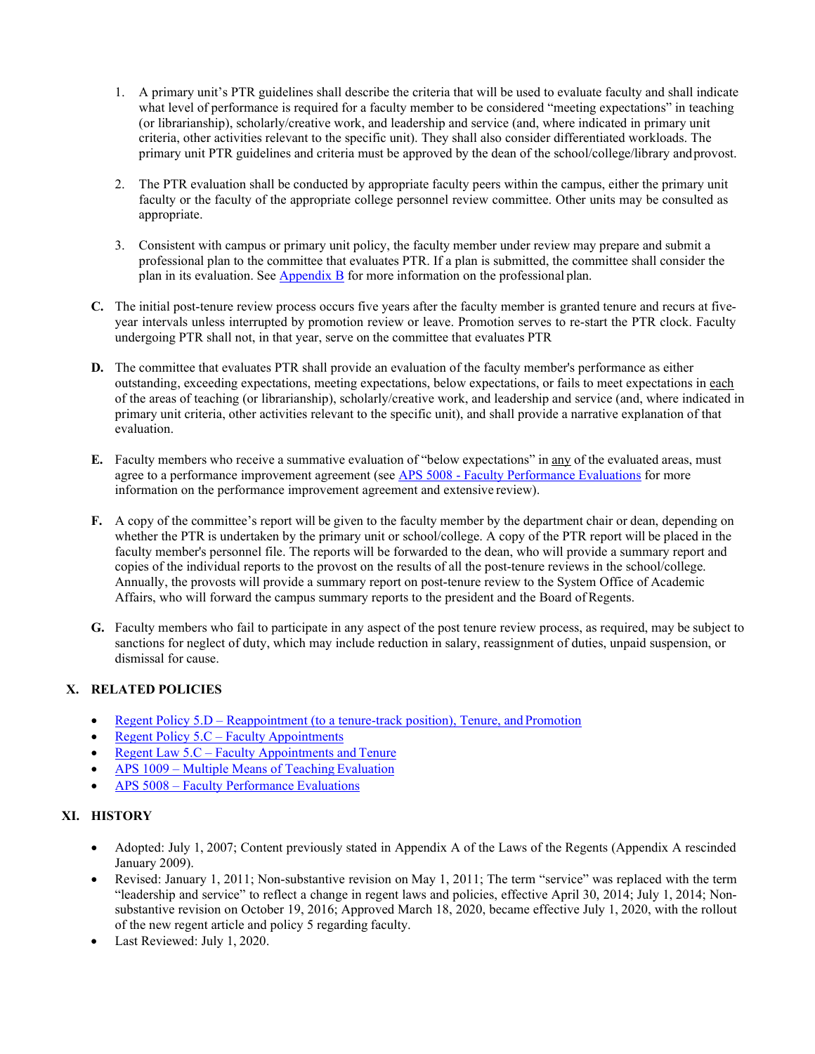1. A primary unit's PTR guidelines shall describe the criteria that will be used to evaluate faculty and shall indicate what level of performance is required for a faculty member to be considered "meeting expectations" in teaching (or librarianship), scholarly/creative work, and leadership and service (and, where indicated in primary unit criteria, other activities relevant to the specific unit). They shall also consider differentiated workloads. The primary unit PTR guidelines and criteria must be approved by the dean of the school/college/library and provost.

2. The PTR evaluation shall be conducted by appropriate faculty peers within the campus, either the primary unit faculty or the faculty of the appropriate college personnel review committee. Other units may be consulted as appropriate.

3. Consistent with campus or primary unit policy, the faculty member under review may prepare and submit a professional plan to the committee that evaluates PTR. If a plan is submitted, the committee shall consider the plan in its evaluation. See [Appendix B](#) for more information on the professional plan.

**C.** The initial post-tenure review process occurs five years after the faculty member is granted tenure and recurs at five-year intervals unless interrupted by promotion review or leave. Promotion serves to re-start the PTR clock. Faculty undergoing PTR shall not, in that year, serve on the committee that evaluates PTR

**D.** The committee that evaluates PTR shall provide an evaluation of the faculty member's performance as either outstanding, exceeding expectations, meeting expectations, below expectations, or fails to meet expectations in <u>each</u> of the areas of teaching (or librarianship), scholarly/creative work, and leadership and service (and, where indicated in primary unit criteria, other activities relevant to the specific unit), and shall provide a narrative explanation of that evaluation.

**E.** Faculty members who receive a summative evaluation of "below expectations" in <u>any</u> of the evaluated areas, must agree to a performance improvement agreement (see [APS 5008 - Faculty Performance Evaluations](#) for more information on the performance improvement agreement and extensive review).

**F.** A copy of the committee's report will be given to the faculty member by the department chair or dean, depending on whether the PTR is undertaken by the primary unit or school/college. A copy of the PTR report will be placed in the faculty member's personnel file. The reports will be forwarded to the dean, who will provide a summary report and copies of the individual reports to the provost on the results of all the post-tenure reviews in the school/college. Annually, the provosts will provide a summary report on post-tenure review to the System Office of Academic Affairs, who will forward the campus summary reports to the president and the Board of Regents.

**G.** Faculty members who fail to participate in any aspect of the post tenure review process, as required, may be subject to sanctions for neglect of duty, which may include reduction in salary, reassignment of duties, unpaid suspension, or dismissal for cause.

## X. RELATED POLICIES

- [Regent Policy 5.D – Reappointment (to a tenure-track position), Tenure, and Promotion](#)
- [Regent Policy 5.C – Faculty Appointments](#)
- [Regent Law 5.C – Faculty Appointments and Tenure](#)
- [APS 1009 – Multiple Means of Teaching Evaluation](#)
- [APS 5008 – Faculty Performance Evaluations](#)

## XI. HISTORY

- Adopted: July 1, 2007; Content previously stated in Appendix A of the Laws of the Regents (Appendix A rescinded January 2009).
- Revised: January 1, 2011; Non-substantive revision on May 1, 2011; The term "service" was replaced with the term "leadership and service" to reflect a change in regent laws and policies, effective April 30, 2014; July 1, 2014; Non-substantive revision on October 19, 2016; Approved March 18, 2020, became effective July 1, 2020, with the rollout of the new regent article and policy 5 regarding faculty.
- Last Reviewed: July 1, 2020.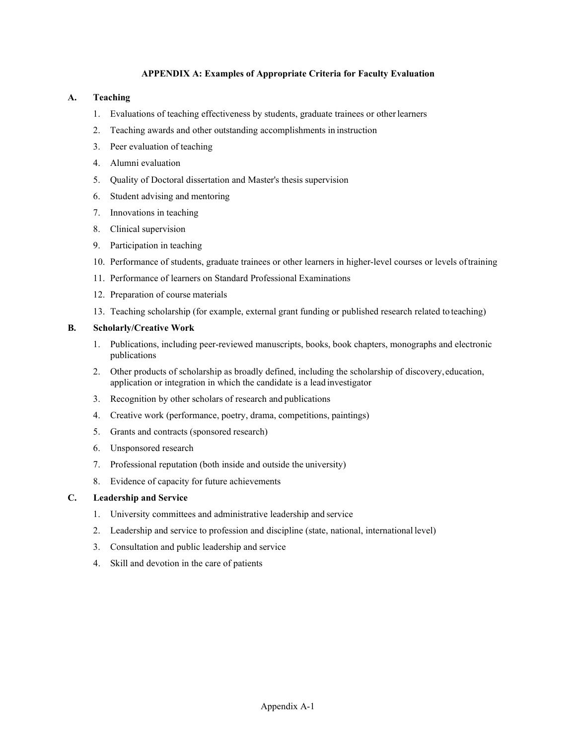## APPENDIX A: Examples of Appropriate Criteria for Faculty Evaluation

### A. Teaching

1. Evaluations of teaching effectiveness by students, graduate trainees or other learners
2. Teaching awards and other outstanding accomplishments in instruction
3. Peer evaluation of teaching
4. Alumni evaluation
5. Quality of Doctoral dissertation and Master's thesis supervision
6. Student advising and mentoring
7. Innovations in teaching
8. Clinical supervision
9. Participation in teaching
10. Performance of students, graduate trainees or other learners in higher-level courses or levels of training
11. Performance of learners on Standard Professional Examinations
12. Preparation of course materials
13. Teaching scholarship (for example, external grant funding or published research related to teaching)

### B. Scholarly/Creative Work

1. Publications, including peer-reviewed manuscripts, books, book chapters, monographs and electronic publications
2. Other products of scholarship as broadly defined, including the scholarship of discovery, education, application or integration in which the candidate is a lead investigator
3. Recognition by other scholars of research and publications
4. Creative work (performance, poetry, drama, competitions, paintings)
5. Grants and contracts (sponsored research)
6. Unsponsored research
7. Professional reputation (both inside and outside the university)
8. Evidence of capacity for future achievements

### C. Leadership and Service

1. University committees and administrative leadership and service
2. Leadership and service to profession and discipline (state, national, international level)
3. Consultation and public leadership and service
4. Skill and devotion in the care of patients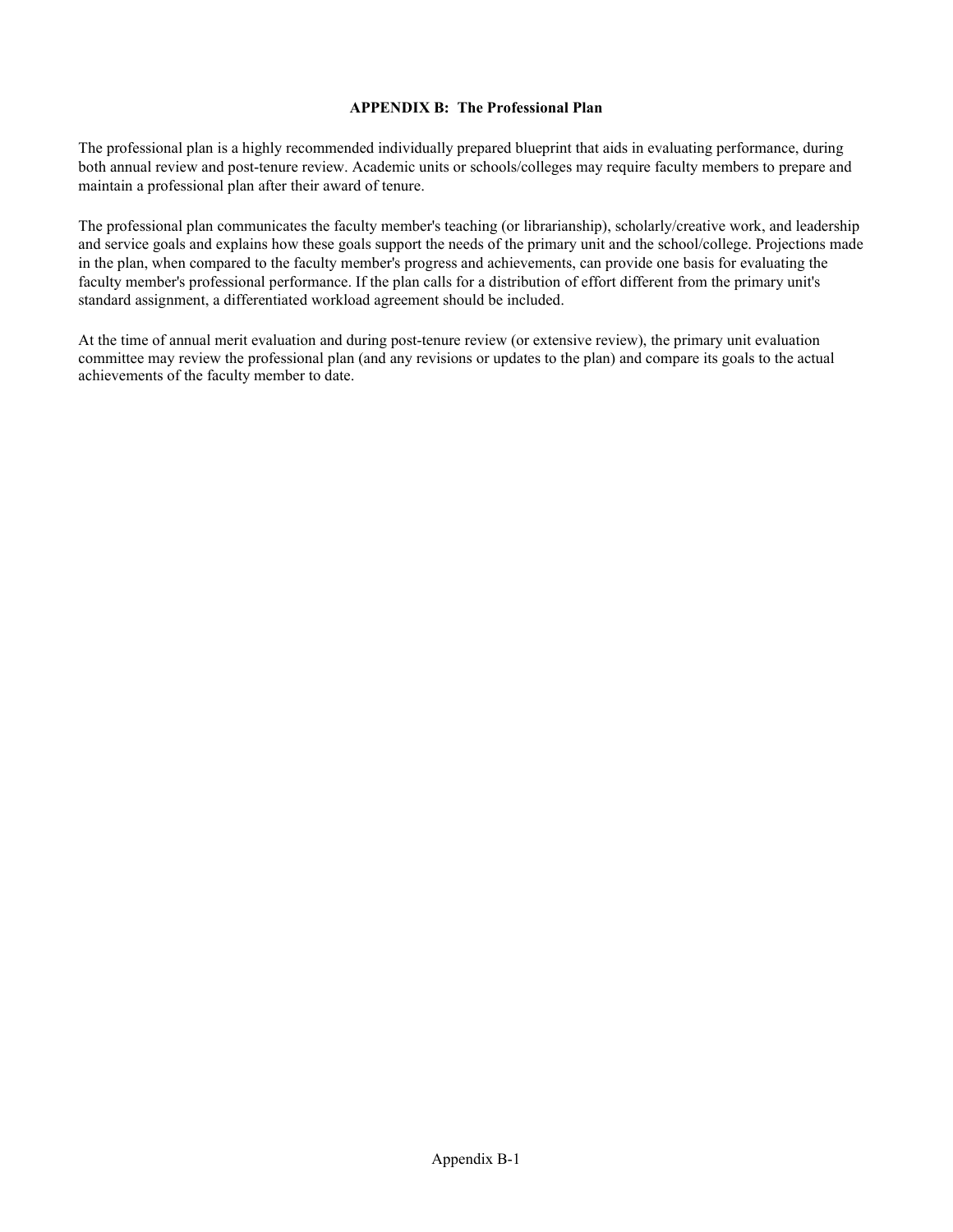## APPENDIX B: The Professional Plan

The professional plan is a highly recommended individually prepared blueprint that aids in evaluating performance, during both annual review and post-tenure review. Academic units or schools/colleges may require faculty members to prepare and maintain a professional plan after their award of tenure.

The professional plan communicates the faculty member's teaching (or librarianship), scholarly/creative work, and leadership and service goals and explains how these goals support the needs of the primary unit and the school/college. Projections made in the plan, when compared to the faculty member's progress and achievements, can provide one basis for evaluating the faculty member's professional performance. If the plan calls for a distribution of effort different from the primary unit's standard assignment, a differentiated workload agreement should be included.

At the time of annual merit evaluation and during post-tenure review (or extensive review), the primary unit evaluation committee may review the professional plan (and any revisions or updates to the plan) and compare its goals to the actual achievements of the faculty member to date.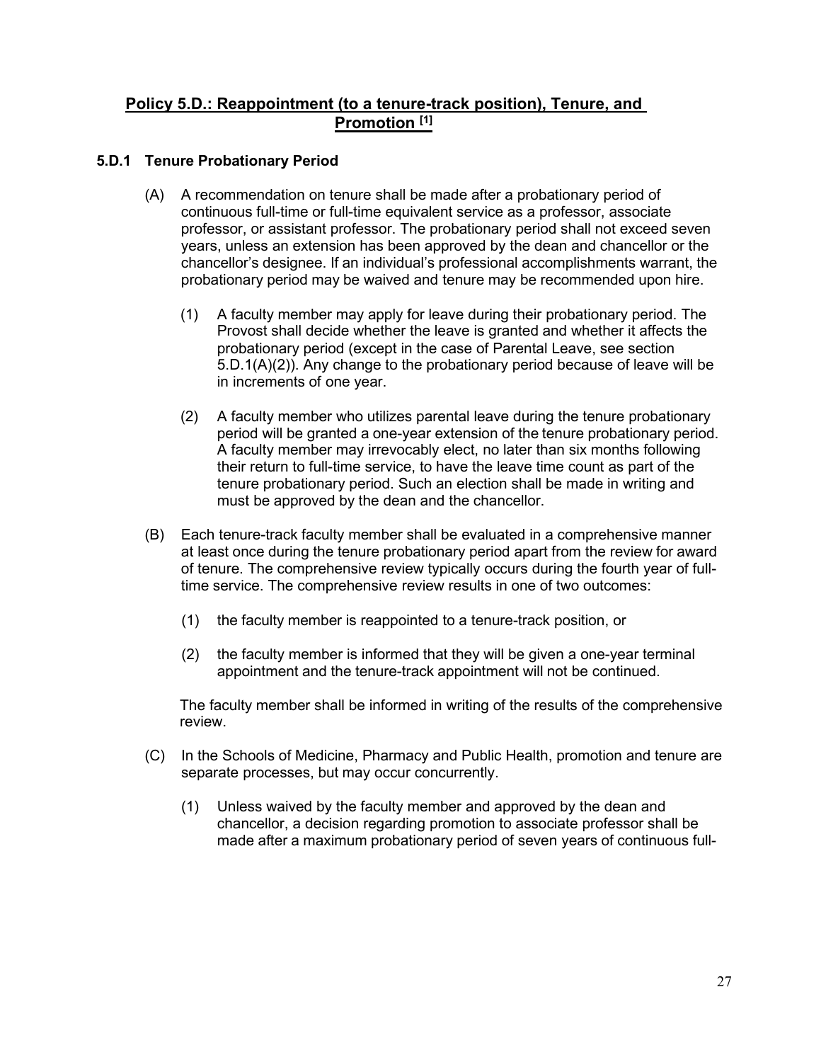## Policy 5.D.: Reappointment (to a tenure-track position), Tenure, and Promotion [1]

### 5.D.1 Tenure Probationary Period

(A) A recommendation on tenure shall be made after a probationary period of continuous full-time or full-time equivalent service as a professor, associate professor, or assistant professor. The probationary period shall not exceed seven years, unless an extension has been approved by the dean and chancellor or the chancellor's designee. If an individual's professional accomplishments warrant, the probationary period may be waived and tenure may be recommended upon hire.

(1) A faculty member may apply for leave during their probationary period. The Provost shall decide whether the leave is granted and whether it affects the probationary period (except in the case of Parental Leave, see section 5.D.1(A)(2)). Any change to the probationary period because of leave will be in increments of one year.

(2) A faculty member who utilizes parental leave during the tenure probationary period will be granted a one-year extension of the tenure probationary period. A faculty member may irrevocably elect, no later than six months following their return to full-time service, to have the leave time count as part of the tenure probationary period. Such an election shall be made in writing and must be approved by the dean and the chancellor.

(B) Each tenure-track faculty member shall be evaluated in a comprehensive manner at least once during the tenure probationary period apart from the review for award of tenure. The comprehensive review typically occurs during the fourth year of full-time service. The comprehensive review results in one of two outcomes:

(1) the faculty member is reappointed to a tenure-track position, or

(2) the faculty member is informed that they will be given a one-year terminal appointment and the tenure-track appointment will not be continued.

The faculty member shall be informed in writing of the results of the comprehensive review.

(C) In the Schools of Medicine, Pharmacy and Public Health, promotion and tenure are separate processes, but may occur concurrently.

(1) Unless waived by the faculty member and approved by the dean and chancellor, a decision regarding promotion to associate professor shall be made after a maximum probationary period of seven years of continuous full-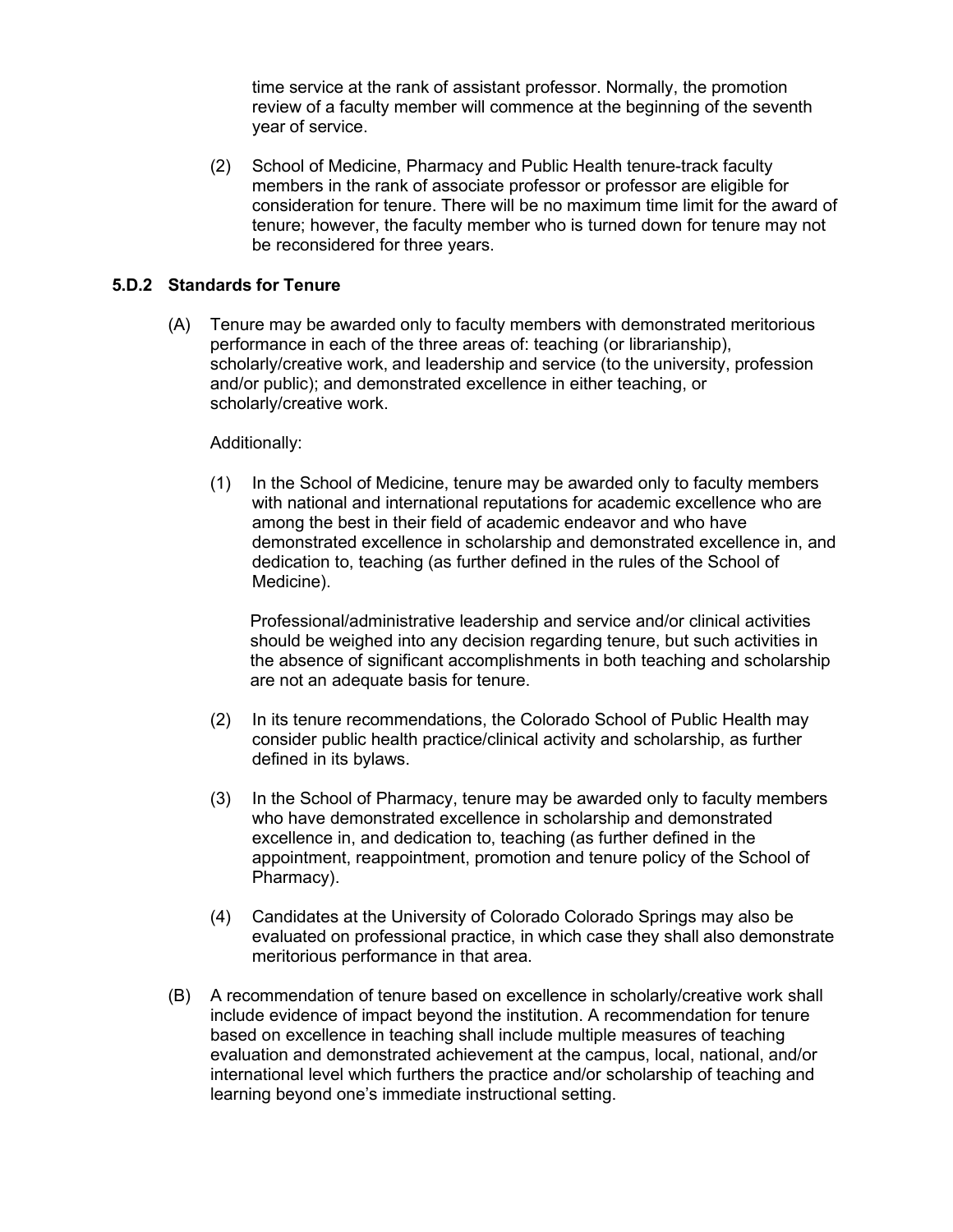time service at the rank of assistant professor. Normally, the promotion review of a faculty member will commence at the beginning of the seventh year of service.

(2) School of Medicine, Pharmacy and Public Health tenure-track faculty members in the rank of associate professor or professor are eligible for consideration for tenure. There will be no maximum time limit for the award of tenure; however, the faculty member who is turned down for tenure may not be reconsidered for three years.

### 5.D.2 Standards for Tenure

(A) Tenure may be awarded only to faculty members with demonstrated meritorious performance in each of the three areas of: teaching (or librarianship), scholarly/creative work, and leadership and service (to the university, profession and/or public); and demonstrated excellence in either teaching, or scholarly/creative work.

Additionally:

(1) In the School of Medicine, tenure may be awarded only to faculty members with national and international reputations for academic excellence who are among the best in their field of academic endeavor and who have demonstrated excellence in scholarship and demonstrated excellence in, and dedication to, teaching (as further defined in the rules of the School of Medicine).

Professional/administrative leadership and service and/or clinical activities should be weighed into any decision regarding tenure, but such activities in the absence of significant accomplishments in both teaching and scholarship are not an adequate basis for tenure.

(2) In its tenure recommendations, the Colorado School of Public Health may consider public health practice/clinical activity and scholarship, as further defined in its bylaws.

(3) In the School of Pharmacy, tenure may be awarded only to faculty members who have demonstrated excellence in scholarship and demonstrated excellence in, and dedication to, teaching (as further defined in the appointment, reappointment, promotion and tenure policy of the School of Pharmacy).

(4) Candidates at the University of Colorado Colorado Springs may also be evaluated on professional practice, in which case they shall also demonstrate meritorious performance in that area.

(B) A recommendation of tenure based on excellence in scholarly/creative work shall include evidence of impact beyond the institution. A recommendation for tenure based on excellence in teaching shall include multiple measures of teaching evaluation and demonstrated achievement at the campus, local, national, and/or international level which furthers the practice and/or scholarship of teaching and learning beyond one's immediate instructional setting.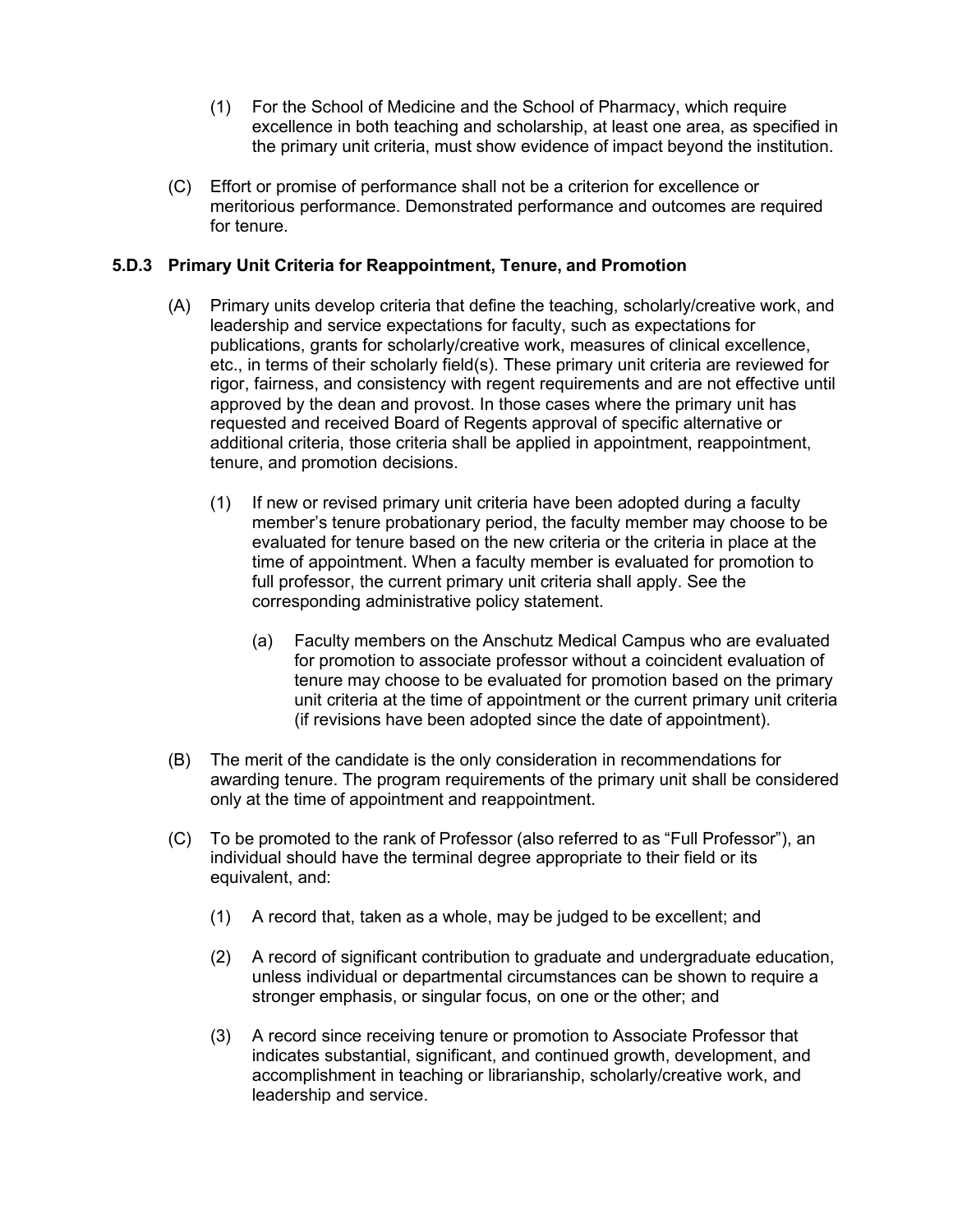(1) For the School of Medicine and the School of Pharmacy, which require excellence in both teaching and scholarship, at least one area, as specified in the primary unit criteria, must show evidence of impact beyond the institution.

(C) Effort or promise of performance shall not be a criterion for excellence or meritorious performance. Demonstrated performance and outcomes are required for tenure.

### 5.D.3 Primary Unit Criteria for Reappointment, Tenure, and Promotion

(A) Primary units develop criteria that define the teaching, scholarly/creative work, and leadership and service expectations for faculty, such as expectations for publications, grants for scholarly/creative work, measures of clinical excellence, etc., in terms of their scholarly field(s). These primary unit criteria are reviewed for rigor, fairness, and consistency with regent requirements and are not effective until approved by the dean and provost. In those cases where the primary unit has requested and received Board of Regents approval of specific alternative or additional criteria, those criteria shall be applied in appointment, reappointment, tenure, and promotion decisions.

(1) If new or revised primary unit criteria have been adopted during a faculty member's tenure probationary period, the faculty member may choose to be evaluated for tenure based on the new criteria or the criteria in place at the time of appointment. When a faculty member is evaluated for promotion to full professor, the current primary unit criteria shall apply. See the corresponding administrative policy statement.

(a) Faculty members on the Anschutz Medical Campus who are evaluated for promotion to associate professor without a coincident evaluation of tenure may choose to be evaluated for promotion based on the primary unit criteria at the time of appointment or the current primary unit criteria (if revisions have been adopted since the date of appointment).

(B) The merit of the candidate is the only consideration in recommendations for awarding tenure. The program requirements of the primary unit shall be considered only at the time of appointment and reappointment.

(C) To be promoted to the rank of Professor (also referred to as "Full Professor"), an individual should have the terminal degree appropriate to their field or its equivalent, and:

(1) A record that, taken as a whole, may be judged to be excellent; and

(2) A record of significant contribution to graduate and undergraduate education, unless individual or departmental circumstances can be shown to require a stronger emphasis, or singular focus, on one or the other; and

(3) A record since receiving tenure or promotion to Associate Professor that indicates substantial, significant, and continued growth, development, and accomplishment in teaching or librarianship, scholarly/creative work, and leadership and service.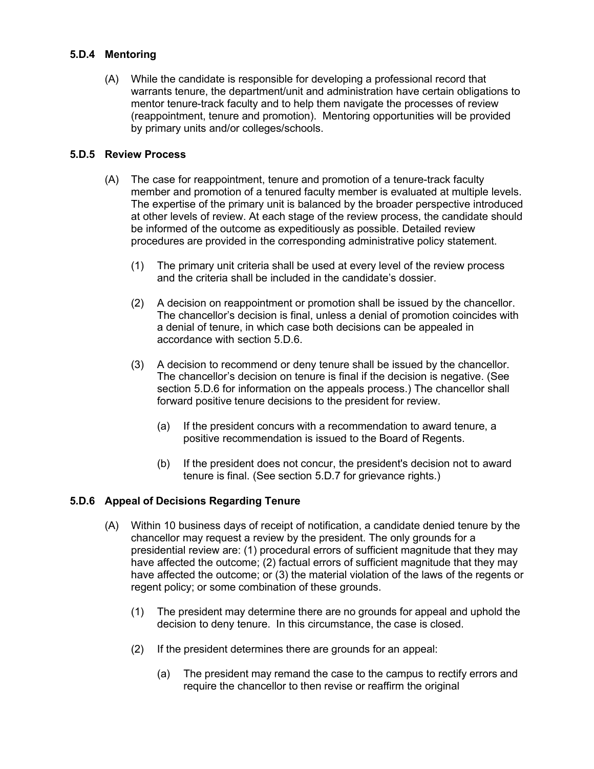### 5.D.4 Mentoring

(A) While the candidate is responsible for developing a professional record that warrants tenure, the department/unit and administration have certain obligations to mentor tenure-track faculty and to help them navigate the processes of review (reappointment, tenure and promotion). Mentoring opportunities will be provided by primary units and/or colleges/schools.

### 5.D.5 Review Process

(A) The case for reappointment, tenure and promotion of a tenure-track faculty member and promotion of a tenured faculty member is evaluated at multiple levels. The expertise of the primary unit is balanced by the broader perspective introduced at other levels of review. At each stage of the review process, the candidate should be informed of the outcome as expeditiously as possible. Detailed review procedures are provided in the corresponding administrative policy statement.

   (1) The primary unit criteria shall be used at every level of the review process and the criteria shall be included in the candidate's dossier.

   (2) A decision on reappointment or promotion shall be issued by the chancellor. The chancellor's decision is final, unless a denial of promotion coincides with a denial of tenure, in which case both decisions can be appealed in accordance with section 5.D.6.

   (3) A decision to recommend or deny tenure shall be issued by the chancellor. The chancellor's decision on tenure is final if the decision is negative. (See section 5.D.6 for information on the appeals process.) The chancellor shall forward positive tenure decisions to the president for review.

      (a) If the president concurs with a recommendation to award tenure, a positive recommendation is issued to the Board of Regents.

      (b) If the president does not concur, the president's decision not to award tenure is final. (See section 5.D.7 for grievance rights.)

### 5.D.6 Appeal of Decisions Regarding Tenure

(A) Within 10 business days of receipt of notification, a candidate denied tenure by the chancellor may request a review by the president. The only grounds for a presidential review are: (1) procedural errors of sufficient magnitude that they may have affected the outcome; (2) factual errors of sufficient magnitude that they may have affected the outcome; or (3) the material violation of the laws of the regents or regent policy; or some combination of these grounds.

   (1) The president may determine there are no grounds for appeal and uphold the decision to deny tenure. In this circumstance, the case is closed.

   (2) If the president determines there are grounds for an appeal:

      (a) The president may remand the case to the campus to rectify errors and require the chancellor to then revise or reaffirm the original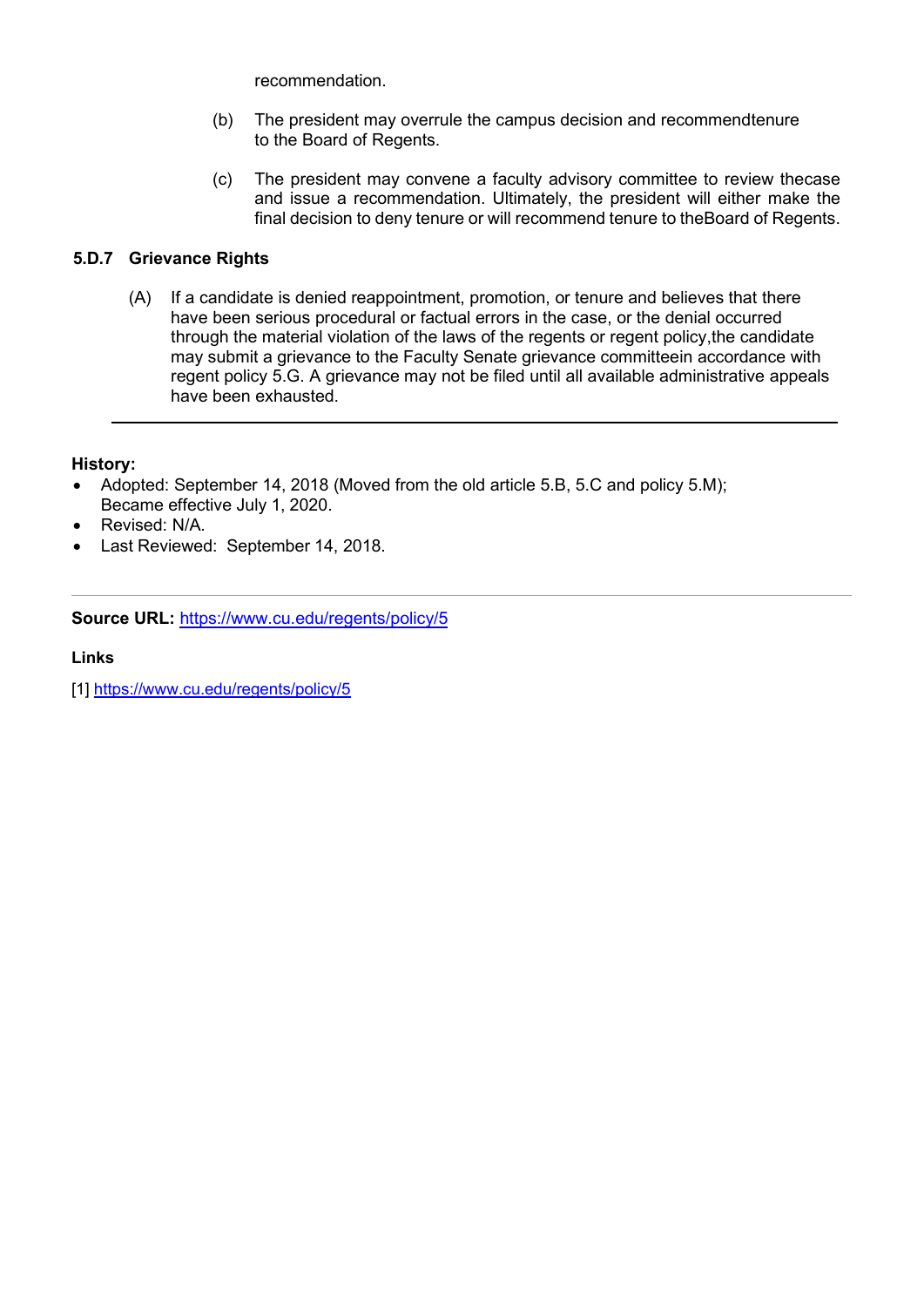recommendation.

(b) The president may overrule the campus decision and recommendtenure to the Board of Regents.

(c) The president may convene a faculty advisory committee to review thecase and issue a recommendation. Ultimately, the president will either make the final decision to deny tenure or will recommend tenure to theBoard of Regents.

### 5.D.7 Grievance Rights

(A) If a candidate is denied reappointment, promotion, or tenure and believes that there have been serious procedural or factual errors in the case, or the denial occurred through the material violation of the laws of the regents or regent policy,the candidate may submit a grievance to the Faculty Senate grievance committeein accordance with regent policy 5.G. A grievance may not be filed until all available administrative appeals have been exhausted.

---

**History:**

- Adopted: September 14, 2018 (Moved from the old article 5.B, 5.C and policy 5.M); Became effective July 1, 2020.
- Revised: N/A.
- Last Reviewed: September 14, 2018.

---

**Source URL:** https://www.cu.edu/regents/policy/5

**Links**

[1] https://www.cu.edu/regents/policy/5